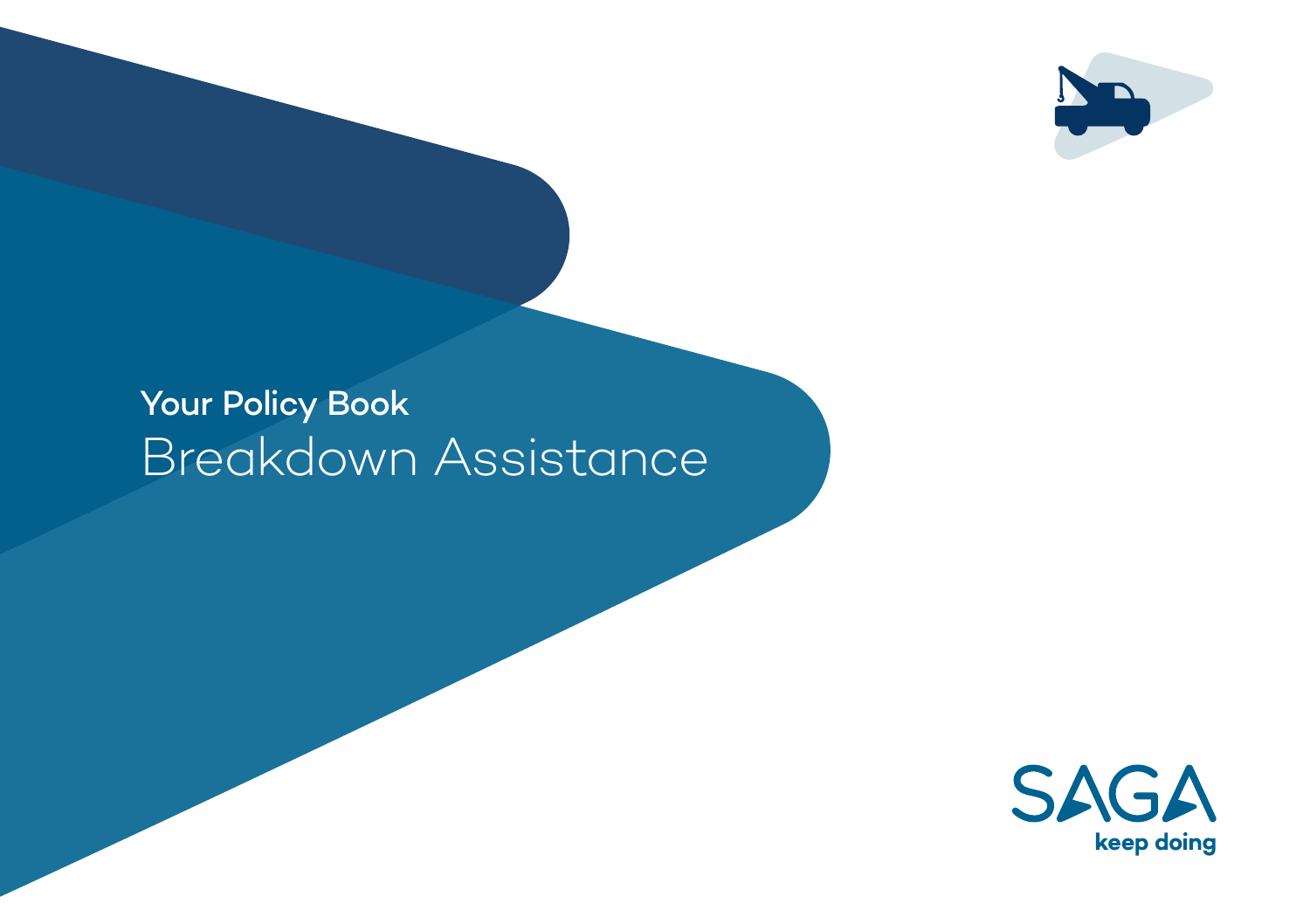Your Policy Book

# Breakdown Assistance

SAGA

keep doing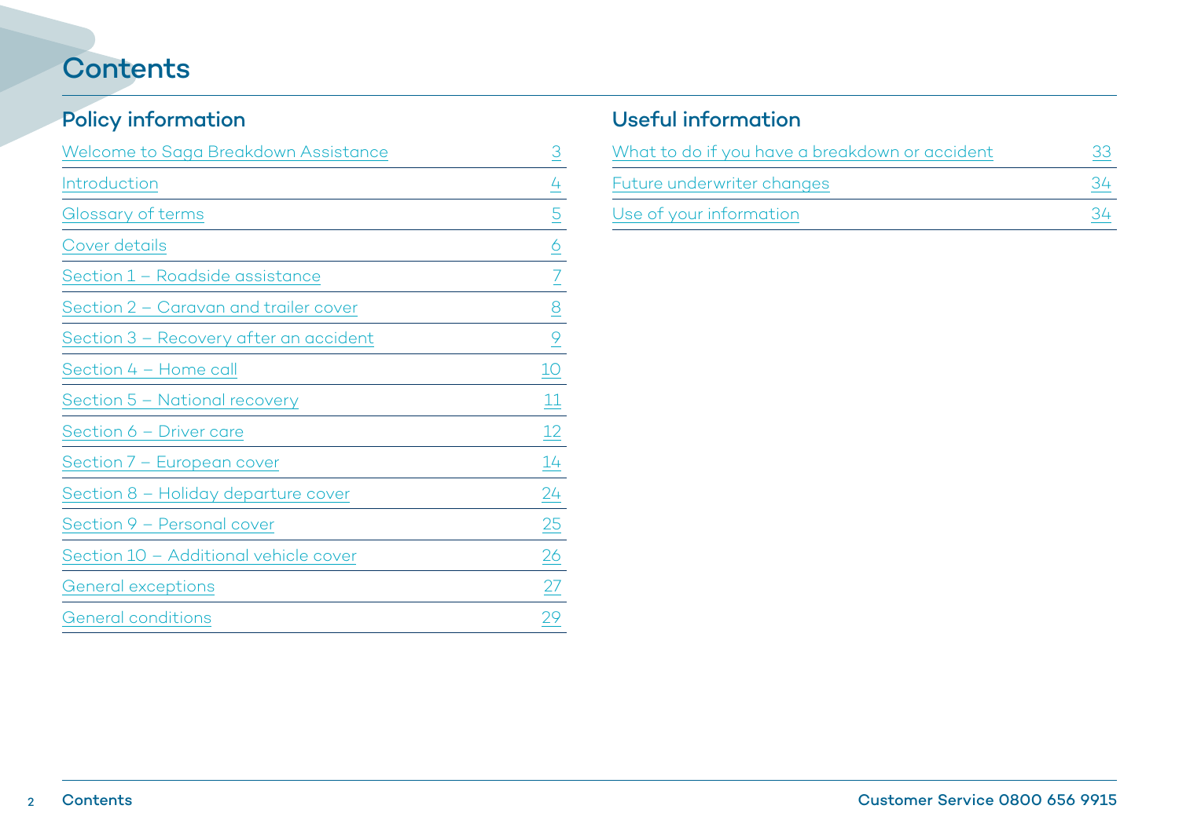# Contents

## Policy information

| | |
|---|---|
| Welcome to Saga Breakdown Assistance | 3 |
| Introduction | 4 |
| Glossary of terms | 5 |
| Cover details | 6 |
| Section 1 – Roadside assistance | 7 |
| Section 2 – Caravan and trailer cover | 8 |
| Section 3 – Recovery after an accident | 9 |
| Section 4 – Home call | 10 |
| Section 5 – National recovery | 11 |
| Section 6 – Driver care | 12 |
| Section 7 – European cover | 14 |
| Section 8 – Holiday departure cover | 24 |
| Section 9 – Personal cover | 25 |
| Section 10 – Additional vehicle cover | 26 |
| General exceptions | 27 |
| General conditions | 29 |

## Useful information

| | |
|---|---|
| What to do if you have a breakdown or accident | 33 |
| Future underwriter changes | 34 |
| Use of your information | 34 |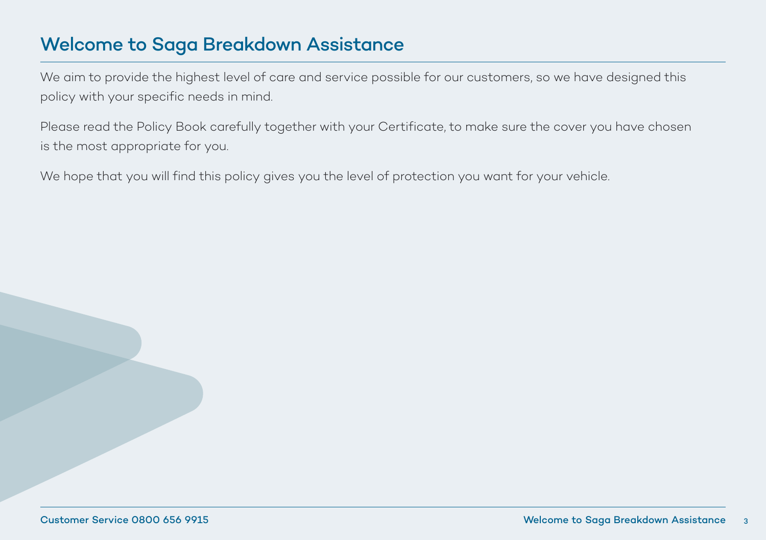# Welcome to Saga Breakdown Assistance

We aim to provide the highest level of care and service possible for our customers, so we have designed this policy with your specific needs in mind.

Please read the Policy Book carefully together with your Certificate, to make sure the cover you have chosen is the most appropriate for you.

We hope that you will find this policy gives you the level of protection you want for your vehicle.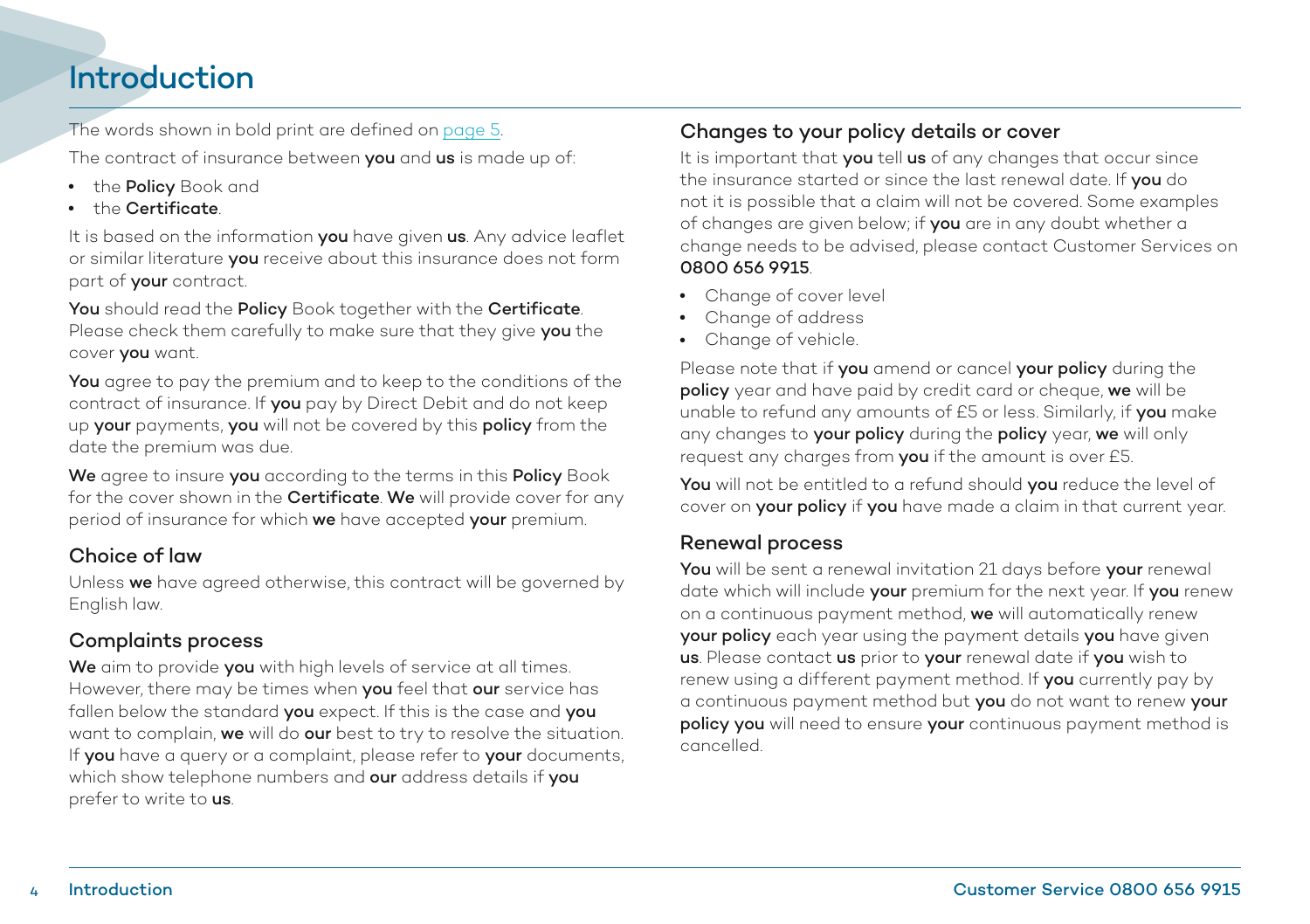# Introduction

The words shown in bold print are defined on page 5.

The contract of insurance between **you** and **us** is made up of:

- the **Policy** Book and
- the **Certificate**.

It is based on the information **you** have given **us**. Any advice leaflet or similar literature **you** receive about this insurance does not form part of **your** contract.

**You** should read the **Policy** Book together with the **Certificate**. Please check them carefully to make sure that they give **you** the cover **you** want.

**You** agree to pay the premium and to keep to the conditions of the contract of insurance. If **you** pay by Direct Debit and do not keep up **your** payments, **you** will not be covered by this **policy** from the date the premium was due.

**We** agree to insure **you** according to the terms in this **Policy** Book for the cover shown in the **Certificate**. **We** will provide cover for any period of insurance for which **we** have accepted **your** premium.

## Choice of law

Unless **we** have agreed otherwise, this contract will be governed by English law.

## Complaints process

**We** aim to provide **you** with high levels of service at all times. However, there may be times when **you** feel that **our** service has fallen below the standard **you** expect. If this is the case and **you** want to complain, **we** will do **our** best to try to resolve the situation. If **you** have a query or a complaint, please refer to **your** documents, which show telephone numbers and **our** address details if **you** prefer to write to **us**.

## Changes to your policy details or cover

It is important that **you** tell **us** of any changes that occur since the insurance started or since the last renewal date. If **you** do not it is possible that a claim will not be covered. Some examples of changes are given below; if **you** are in any doubt whether a change needs to be advised, please contact Customer Services on **0800 656 9915**.

- Change of cover level
- Change of address
- Change of vehicle.

Please note that if **you** amend or cancel **your policy** during the **policy** year and have paid by credit card or cheque, **we** will be unable to refund any amounts of £5 or less. Similarly, if **you** make any changes to **your policy** during the **policy** year, **we** will only request any charges from **you** if the amount is over £5.

**You** will not be entitled to a refund should **you** reduce the level of cover on **your policy** if **you** have made a claim in that current year.

## Renewal process

**You** will be sent a renewal invitation 21 days before **your** renewal date which will include **your** premium for the next year. If **you** renew on a continuous payment method, **we** will automatically renew **your policy** each year using the payment details **you** have given **us**. Please contact **us** prior to **your** renewal date if **you** wish to renew using a different payment method. If **you** currently pay by a continuous payment method but **you** do not want to renew **your policy you** will need to ensure **your** continuous payment method is cancelled.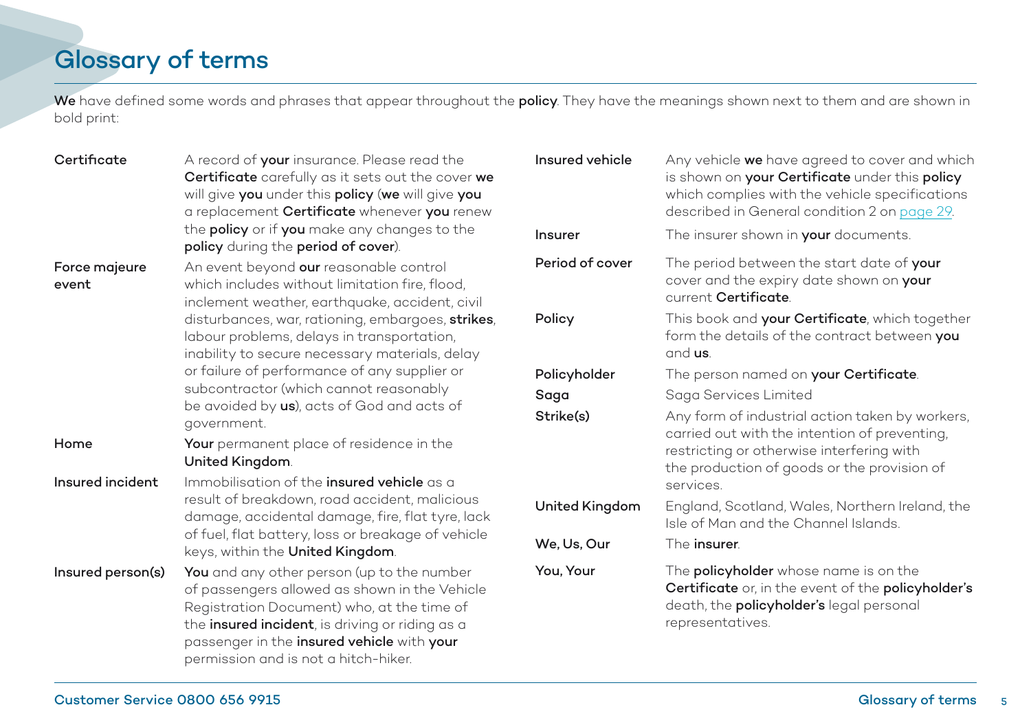# Glossary of terms

**We** have defined some words and phrases that appear throughout the **policy**. They have the meanings shown next to them and are shown in bold print:

| | |
|---|---|
| **Certificate** | A record of **your** insurance. Please read the **Certificate** carefully as it sets out the cover **we** will give **you** under this **policy** (**we** will give **you** a replacement **Certificate** whenever **you** renew the **policy** or if **you** make any changes to the **policy** during the **period of cover**). |
| **Force majeure event** | An event beyond **our** reasonable control which includes without limitation fire, flood, inclement weather, earthquake, accident, civil disturbances, war, rationing, embargoes, **strikes**, labour problems, delays in transportation, inability to secure necessary materials, delay or failure of performance of any supplier or subcontractor (which cannot reasonably be avoided by **us**), acts of God and acts of government. |
| **Home** | **Your** permanent place of residence in the **United Kingdom**. |
| **Insured incident** | Immobilisation of the **insured vehicle** as a result of breakdown, road accident, malicious damage, accidental damage, fire, flat tyre, lack of fuel, flat battery, loss or breakage of vehicle keys, within the **United Kingdom**. |
| **Insured person(s)** | **You** and any other person (up to the number of passengers allowed as shown in the Vehicle Registration Document) who, at the time of the **insured incident**, is driving or riding as a passenger in the **insured vehicle** with **your** permission and is not a hitch-hiker. |
| **Insured vehicle** | Any vehicle **we** have agreed to cover and which is shown on **your Certificate** under this **policy** which complies with the vehicle specifications described in General condition 2 on page 29. |
| **Insurer** | The insurer shown in **your** documents. |
| **Period of cover** | The period between the start date of **your** cover and the expiry date shown on **your** current **Certificate**. |
| **Policy** | This book and **your Certificate**, which together form the details of the contract between **you** and **us**. |
| **Policyholder** | The person named on **your Certificate**. |
| **Saga** | Saga Services Limited |
| **Strike(s)** | Any form of industrial action taken by workers, carried out with the intention of preventing, restricting or otherwise interfering with the production of goods or the provision of services. |
| **United Kingdom** | England, Scotland, Wales, Northern Ireland, the Isle of Man and the Channel Islands. |
| **We, Us, Our** | The **insurer**. |
| **You, Your** | The **policyholder** whose name is on the **Certificate** or, in the event of the **policyholder's** death, the **policyholder's** legal personal representatives. |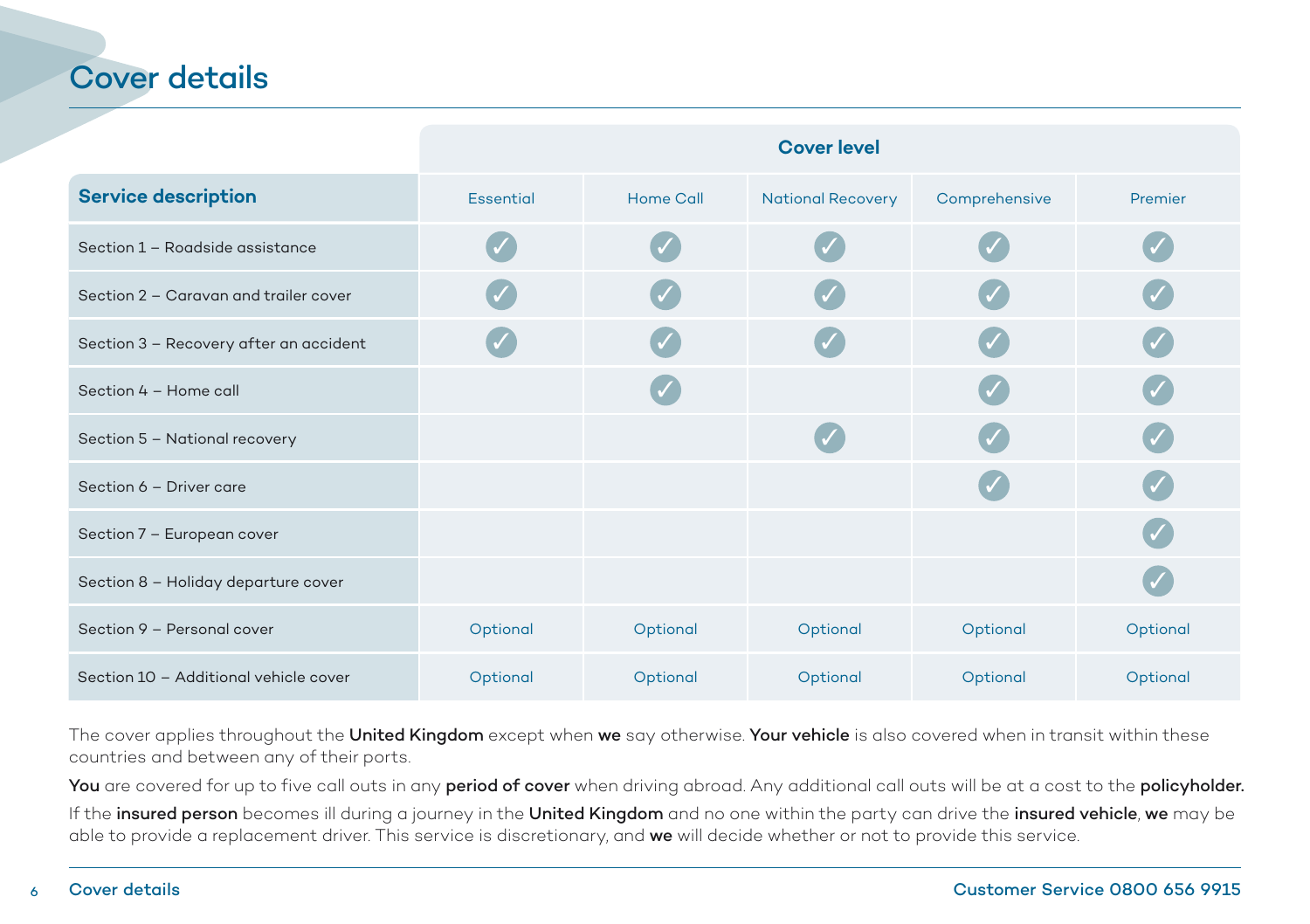# Cover details

| Service description | Cover level | | | | |
|---|---|---|---|---|---|
| | Essential | Home Call | National Recovery | Comprehensive | Premier |
| Section 1 – Roadside assistance | ✓ | ✓ | ✓ | ✓ | ✓ |
| Section 2 – Caravan and trailer cover | ✓ | ✓ | ✓ | ✓ | ✓ |
| Section 3 – Recovery after an accident | ✓ | ✓ | ✓ | ✓ | ✓ |
| Section 4 – Home call | | ✓ | | ✓ | ✓ |
| Section 5 – National recovery | | | ✓ | ✓ | ✓ |
| Section 6 – Driver care | | | | ✓ | ✓ |
| Section 7 – European cover | | | | | ✓ |
| Section 8 – Holiday departure cover | | | | | ✓ |
| Section 9 – Personal cover | Optional | Optional | Optional | Optional | Optional |
| Section 10 – Additional vehicle cover | Optional | Optional | Optional | Optional | Optional |

The cover applies throughout the **United Kingdom** except when **we** say otherwise. **Your vehicle** is also covered when in transit within these countries and between any of their ports.

**You** are covered for up to five call outs in any **period of cover** when driving abroad. Any additional call outs will be at a cost to the **policyholder.**

If the **insured person** becomes ill during a journey in the **United Kingdom** and no one within the party can drive the **insured vehicle**, **we** may be able to provide a replacement driver. This service is discretionary, and **we** will decide whether or not to provide this service.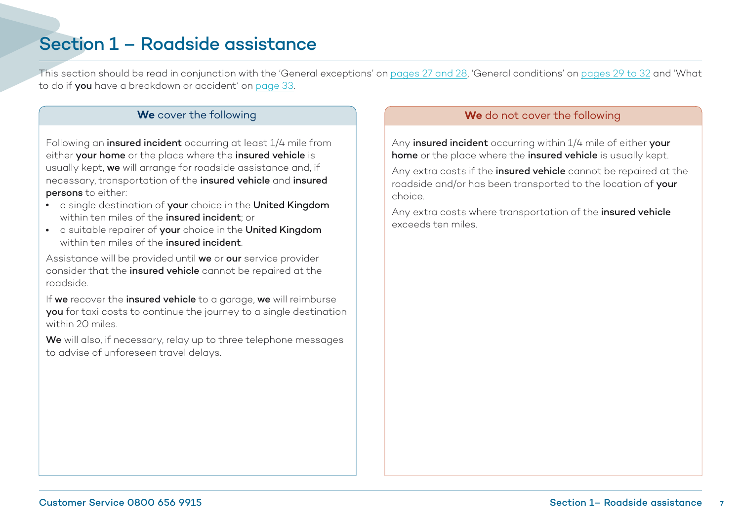# Section 1 – Roadside assistance

This section should be read in conjunction with the 'General exceptions' on pages 27 and 28, 'General conditions' on pages 29 to 32 and 'What to do if **you** have a breakdown or accident' on page 33.

## **We** cover the following

Following an **insured incident** occurring at least 1/4 mile from either **your home** or the place where the **insured vehicle** is usually kept, **we** will arrange for roadside assistance and, if necessary, transportation of the **insured vehicle** and **insured persons** to either:

- a single destination of **your** choice in the **United Kingdom** within ten miles of the **insured incident**; or
- a suitable repairer of **your** choice in the **United Kingdom** within ten miles of the **insured incident**.

Assistance will be provided until **we** or **our** service provider consider that the **insured vehicle** cannot be repaired at the roadside.

If **we** recover the **insured vehicle** to a garage, **we** will reimburse **you** for taxi costs to continue the journey to a single destination within 20 miles.

**We** will also, if necessary, relay up to three telephone messages to advise of unforeseen travel delays.

## **We** do not cover the following

Any **insured incident** occurring within 1/4 mile of either **your home** or the place where the **insured vehicle** is usually kept.

Any extra costs if the **insured vehicle** cannot be repaired at the roadside and/or has been transported to the location of **your** choice.

Any extra costs where transportation of the **insured vehicle** exceeds ten miles.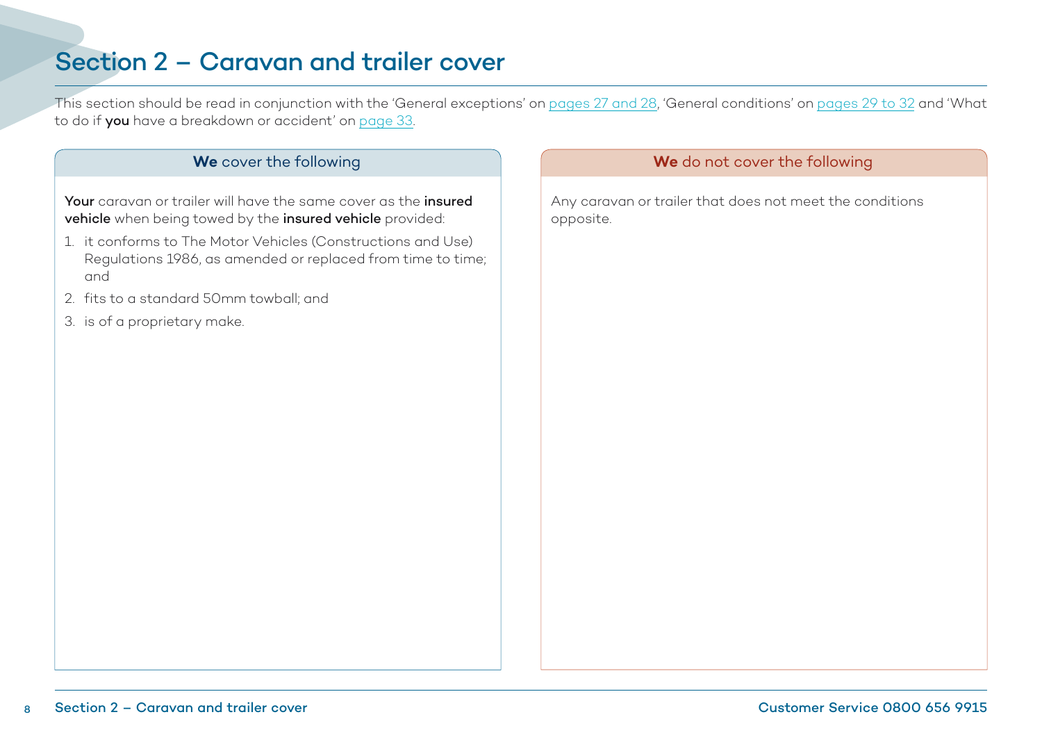# Section 2 – Caravan and trailer cover

This section should be read in conjunction with the 'General exceptions' on pages 27 and 28, 'General conditions' on pages 29 to 32 and 'What to do if **you** have a breakdown or accident' on page 33.

### **We** cover the following

**Your** caravan or trailer will have the same cover as the **insured vehicle** when being towed by the **insured vehicle** provided:

1. it conforms to The Motor Vehicles (Constructions and Use) Regulations 1986, as amended or replaced from time to time; and
2. fits to a standard 50mm towball; and
3. is of a proprietary make.

### **We** do not cover the following

Any caravan or trailer that does not meet the conditions opposite.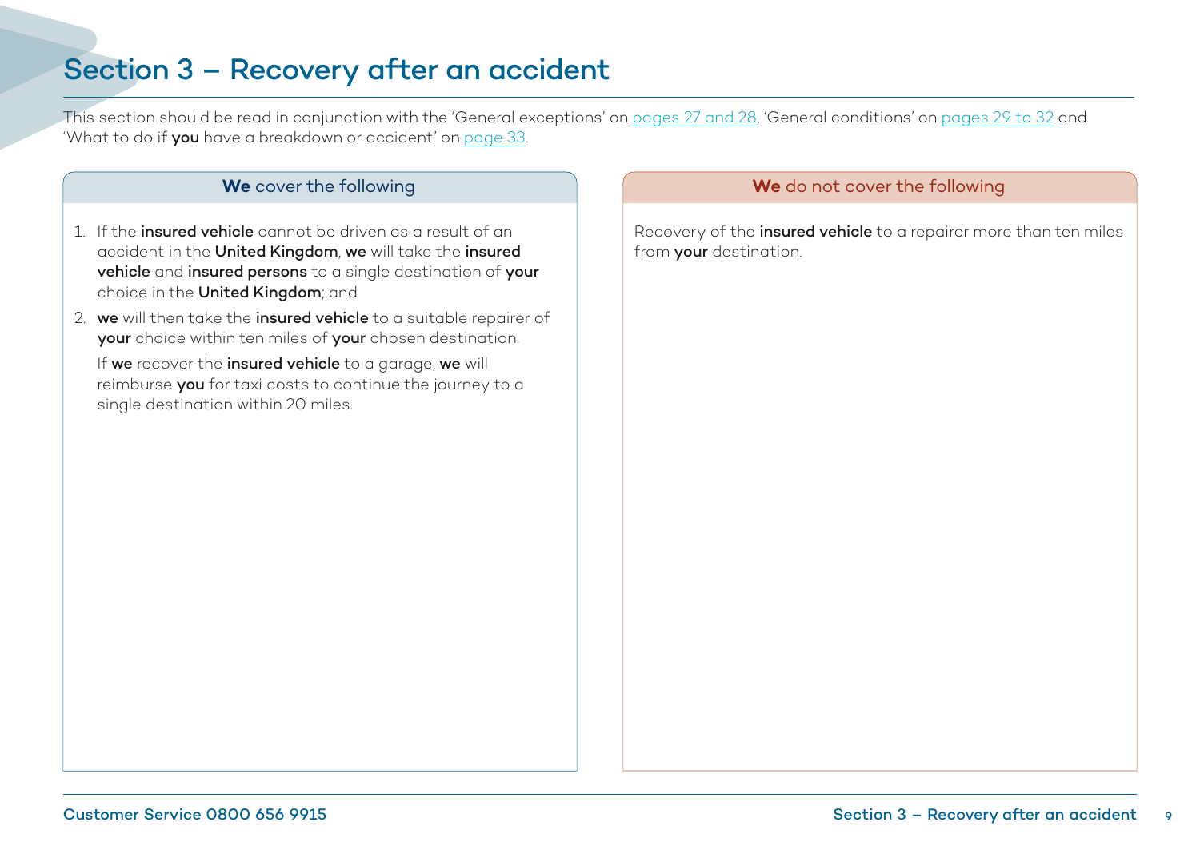# Section 3 – Recovery after an accident

This section should be read in conjunction with the 'General exceptions' on pages 27 and 28, 'General conditions' on pages 29 to 32 and 'What to do if **you** have a breakdown or accident' on page 33.

## **We** cover the following

1. If the **insured vehicle** cannot be driven as a result of an accident in the **United Kingdom**, **we** will take the **insured vehicle** and **insured persons** to a single destination of **your** choice in the **United Kingdom**; and
2. **we** will then take the **insured vehicle** to a suitable repairer of **your** choice within ten miles of **your** chosen destination.

   If **we** recover the **insured vehicle** to a garage, **we** will reimburse **you** for taxi costs to continue the journey to a single destination within 20 miles.

## **We** do not cover the following

Recovery of the **insured vehicle** to a repairer more than ten miles from **your** destination.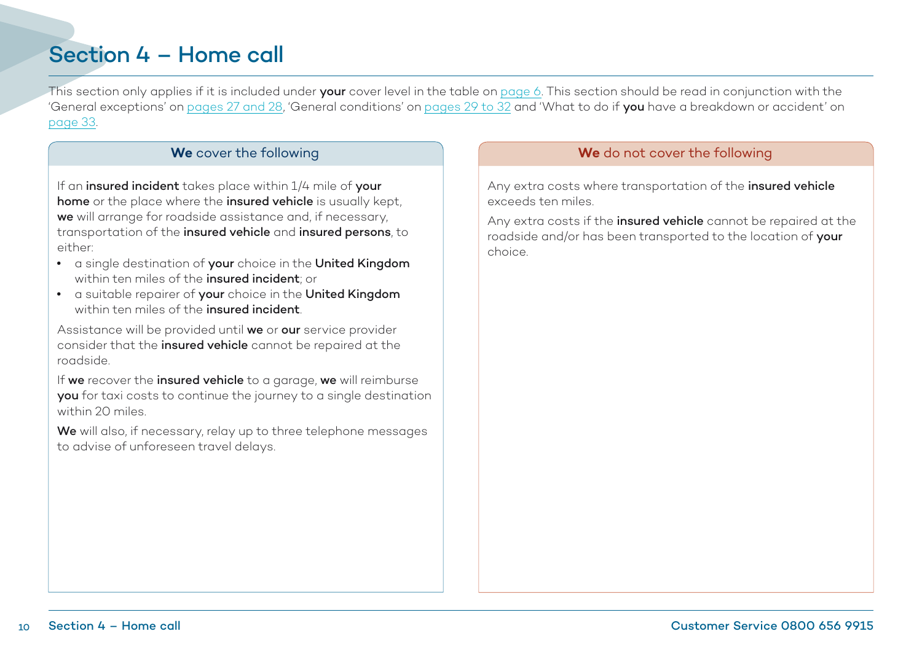# Section 4 – Home call

This section only applies if it is included under **your** cover level in the table on page 6. This section should be read in conjunction with the 'General exceptions' on pages 27 and 28, 'General conditions' on pages 29 to 32 and 'What to do if **you** have a breakdown or accident' on page 33.

### **We** cover the following

If an **insured incident** takes place within 1/4 mile of **your home** or the place where the **insured vehicle** is usually kept, **we** will arrange for roadside assistance and, if necessary, transportation of the **insured vehicle** and **insured persons**, to either:

- a single destination of **your** choice in the **United Kingdom** within ten miles of the **insured incident**; or
- a suitable repairer of **your** choice in the **United Kingdom** within ten miles of the **insured incident**.

Assistance will be provided until **we** or **our** service provider consider that the **insured vehicle** cannot be repaired at the roadside.

If **we** recover the **insured vehicle** to a garage, **we** will reimburse **you** for taxi costs to continue the journey to a single destination within 20 miles.

**We** will also, if necessary, relay up to three telephone messages to advise of unforeseen travel delays.

### **We** do not cover the following

Any extra costs where transportation of the **insured vehicle** exceeds ten miles.

Any extra costs if the **insured vehicle** cannot be repaired at the roadside and/or has been transported to the location of **your** choice.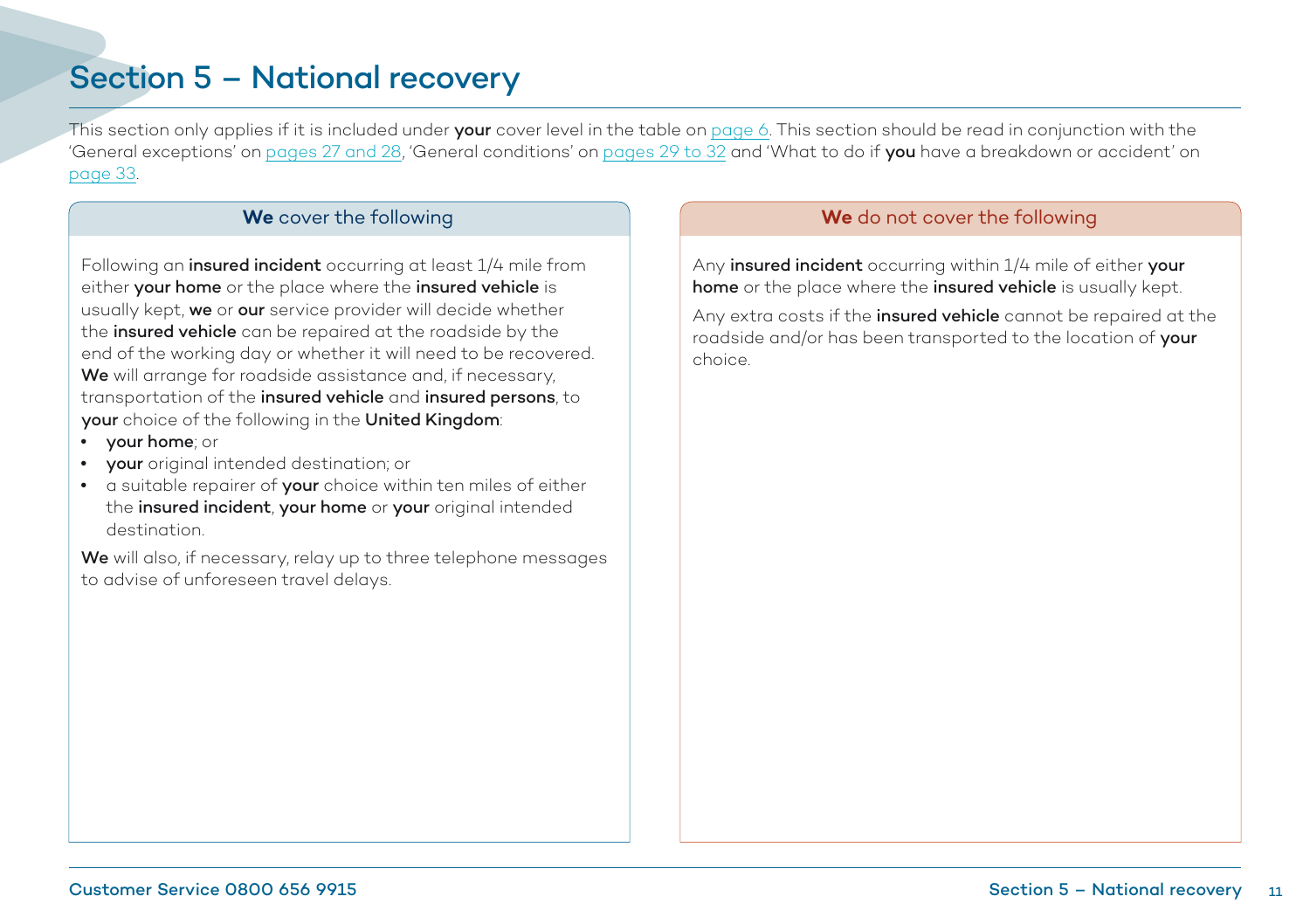# Section 5 – National recovery

This section only applies if it is included under **your** cover level in the table on page 6. This section should be read in conjunction with the 'General exceptions' on pages 27 and 28, 'General conditions' on pages 29 to 32 and 'What to do if **you** have a breakdown or accident' on page 33.

## **We** cover the following

Following an **insured incident** occurring at least 1/4 mile from either **your home** or the place where the **insured vehicle** is usually kept, **we** or **our** service provider will decide whether the **insured vehicle** can be repaired at the roadside by the end of the working day or whether it will need to be recovered. **We** will arrange for roadside assistance and, if necessary, transportation of the **insured vehicle** and **insured persons**, to **your** choice of the following in the **United Kingdom**:

- **your home**; or
- **your** original intended destination; or
- a suitable repairer of **your** choice within ten miles of either the **insured incident**, **your home** or **your** original intended destination.

**We** will also, if necessary, relay up to three telephone messages to advise of unforeseen travel delays.

## **We** do not cover the following

Any **insured incident** occurring within 1/4 mile of either **your home** or the place where the **insured vehicle** is usually kept.

Any extra costs if the **insured vehicle** cannot be repaired at the roadside and/or has been transported to the location of **your** choice.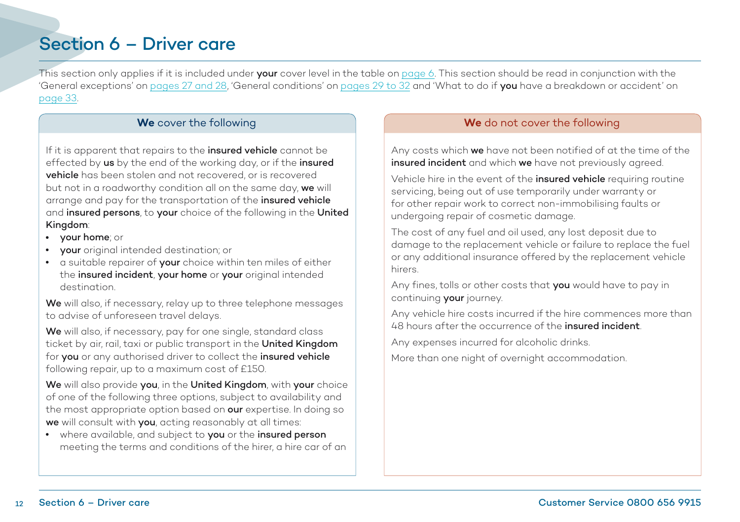# Section 6 – Driver care

This section only applies if it is included under **your** cover level in the table on page 6. This section should be read in conjunction with the 'General exceptions' on pages 27 and 28, 'General conditions' on pages 29 to 32 and 'What to do if **you** have a breakdown or accident' on page 33.

### **We** cover the following

If it is apparent that repairs to the **insured vehicle** cannot be effected by **us** by the end of the working day, or if the **insured vehicle** has been stolen and not recovered, or is recovered but not in a roadworthy condition all on the same day, **we** will arrange and pay for the transportation of the **insured vehicle** and **insured persons**, to **your** choice of the following in the **United Kingdom**:

- **your home**; or
- **your** original intended destination; or
- a suitable repairer of **your** choice within ten miles of either the **insured incident**, **your home** or **your** original intended destination.

**We** will also, if necessary, relay up to three telephone messages to advise of unforeseen travel delays.

**We** will also, if necessary, pay for one single, standard class ticket by air, rail, taxi or public transport in the **United Kingdom** for **you** or any authorised driver to collect the **insured vehicle** following repair, up to a maximum cost of £150.

**We** will also provide **you**, in the **United Kingdom**, with **your** choice of one of the following three options, subject to availability and the most appropriate option based on **our** expertise. In doing so **we** will consult with **you**, acting reasonably at all times:

- where available, and subject to **you** or the **insured person** meeting the terms and conditions of the hirer, a hire car of an

### **We** do not cover the following

Any costs which **we** have not been notified of at the time of the **insured incident** and which **we** have not previously agreed.

Vehicle hire in the event of the **insured vehicle** requiring routine servicing, being out of use temporarily under warranty or for other repair work to correct non-immobilising faults or undergoing repair of cosmetic damage.

The cost of any fuel and oil used, any lost deposit due to damage to the replacement vehicle or failure to replace the fuel or any additional insurance offered by the replacement vehicle hirers.

Any fines, tolls or other costs that **you** would have to pay in continuing **your** journey.

Any vehicle hire costs incurred if the hire commences more than 48 hours after the occurrence of the **insured incident**.

Any expenses incurred for alcoholic drinks.

More than one night of overnight accommodation.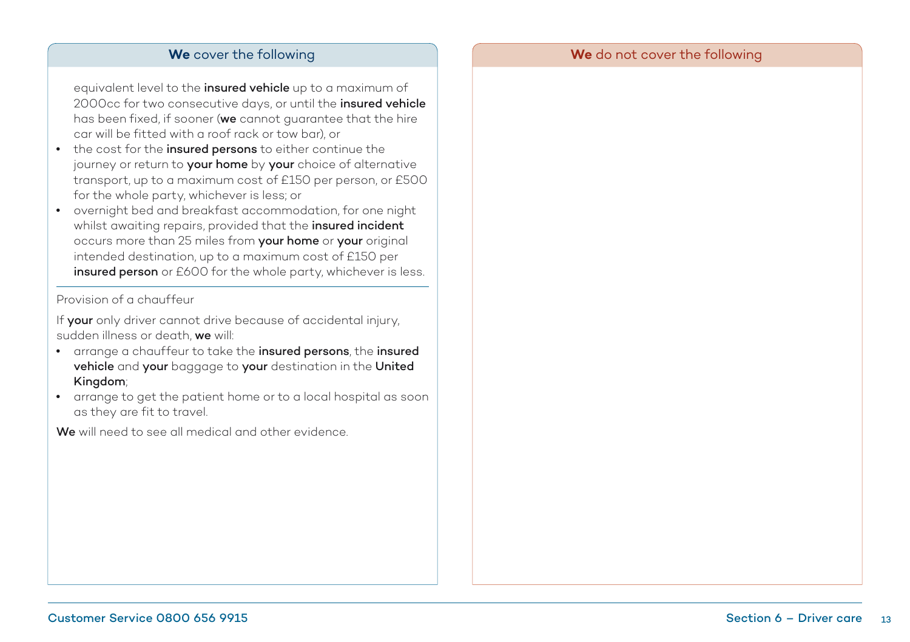## **We** cover the following

equivalent level to the **insured vehicle** up to a maximum of 2000cc for two consecutive days, or until the **insured vehicle** has been fixed, if sooner (**we** cannot guarantee that the hire car will be fitted with a roof rack or tow bar), or

- the cost for the **insured persons** to either continue the journey or return to **your home** by **your** choice of alternative transport, up to a maximum cost of £150 per person, or £500 for the whole party, whichever is less; or
- overnight bed and breakfast accommodation, for one night whilst awaiting repairs, provided that the **insured incident** occurs more than 25 miles from **your home** or **your** original intended destination, up to a maximum cost of £150 per **insured person** or £600 for the whole party, whichever is less.

Provision of a chauffeur

If **your** only driver cannot drive because of accidental injury, sudden illness or death, **we** will:

- arrange a chauffeur to take the **insured persons**, the **insured vehicle** and **your** baggage to **your** destination in the **United Kingdom**;
- arrange to get the patient home or to a local hospital as soon as they are fit to travel.

**We** will need to see all medical and other evidence.

## **We** do not cover the following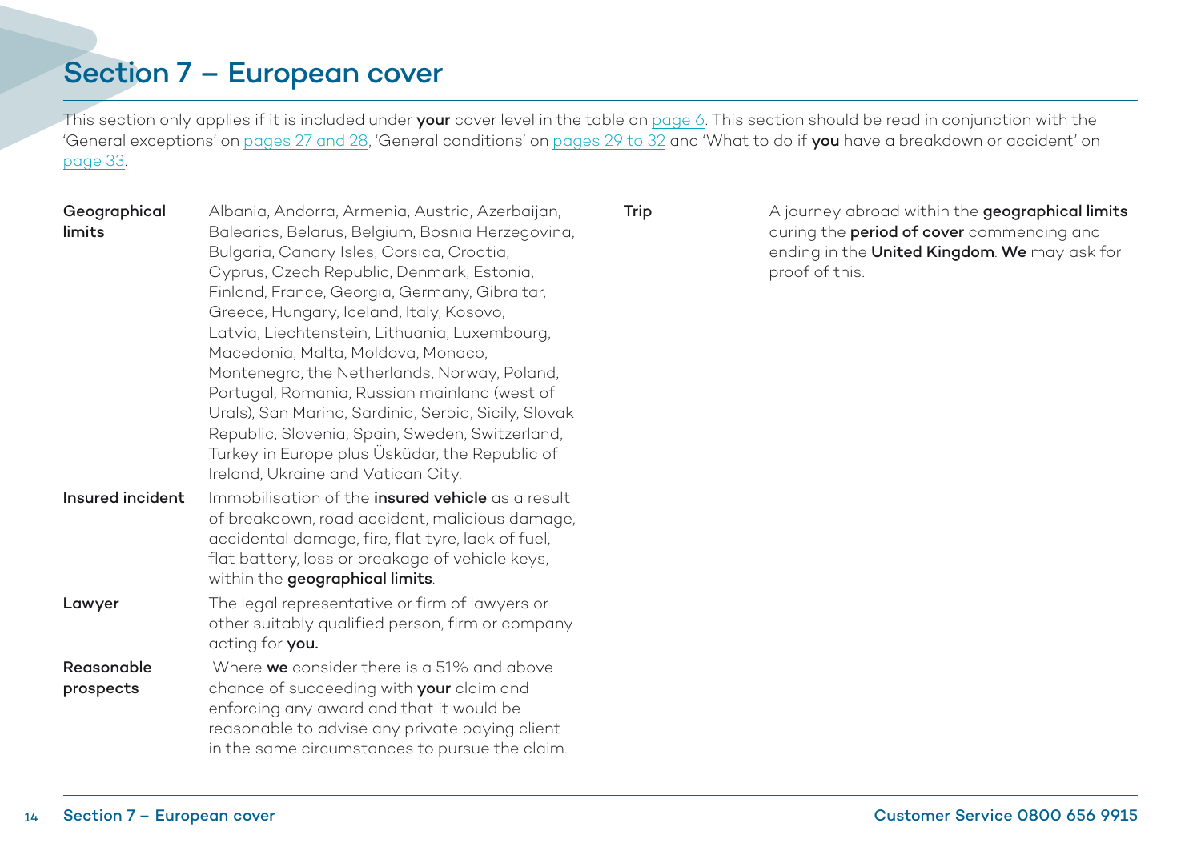# Section 7 – European cover

This section only applies if it is included under **your** cover level in the table on page 6. This section should be read in conjunction with the 'General exceptions' on pages 27 and 28, 'General conditions' on pages 29 to 32 and 'What to do if **you** have a breakdown or accident' on page 33.

**Geographical limits**
Albania, Andorra, Armenia, Austria, Azerbaijan, Balearics, Belarus, Belgium, Bosnia Herzegovina, Bulgaria, Canary Isles, Corsica, Croatia, Cyprus, Czech Republic, Denmark, Estonia, Finland, France, Georgia, Germany, Gibraltar, Greece, Hungary, Iceland, Italy, Kosovo, Latvia, Liechtenstein, Lithuania, Luxembourg, Macedonia, Malta, Moldova, Monaco, Montenegro, the Netherlands, Norway, Poland, Portugal, Romania, Russian mainland (west of Urals), San Marino, Sardinia, Serbia, Sicily, Slovak Republic, Slovenia, Spain, Sweden, Switzerland, Turkey in Europe plus Üsküdar, the Republic of Ireland, Ukraine and Vatican City.

**Insured incident**
Immobilisation of the **insured vehicle** as a result of breakdown, road accident, malicious damage, accidental damage, fire, flat tyre, lack of fuel, flat battery, loss or breakage of vehicle keys, within the **geographical limits**.

**Lawyer**
The legal representative or firm of lawyers or other suitably qualified person, firm or company acting for **you.**

**Reasonable prospects**
Where **we** consider there is a 51% and above chance of succeeding with **your** claim and enforcing any award and that it would be reasonable to advise any private paying client in the same circumstances to pursue the claim.

**Trip**
A journey abroad within the **geographical limits** during the **period of cover** commencing and ending in the **United Kingdom**. **We** may ask for proof of this.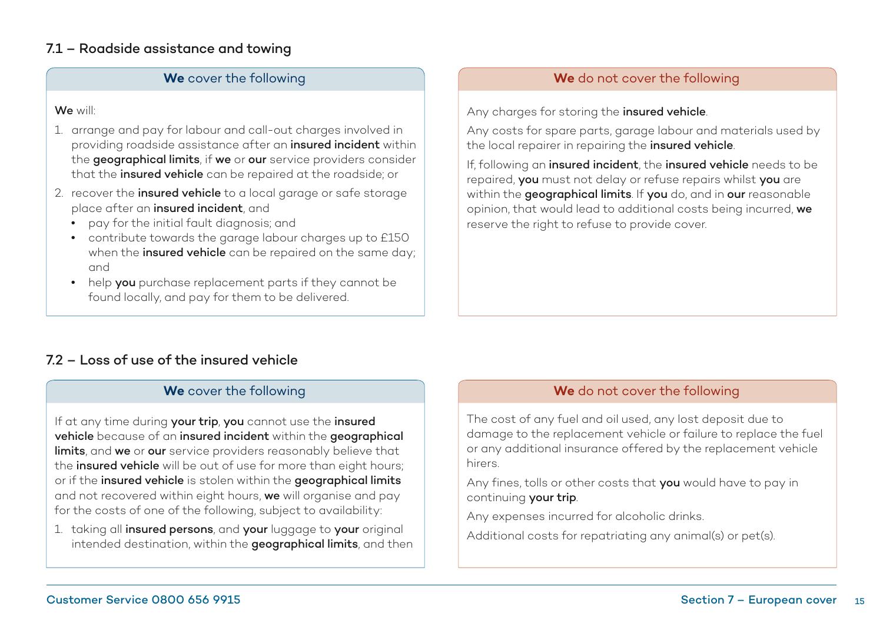### 7.1 – Roadside assistance and towing

#### **We** cover the following

**We** will:

1. arrange and pay for labour and call-out charges involved in providing roadside assistance after an **insured incident** within the **geographical limits**, if **we** or **our** service providers consider that the **insured vehicle** can be repaired at the roadside; or
2. recover the **insured vehicle** to a local garage or safe storage place after an **insured incident**, and
   - pay for the initial fault diagnosis; and
   - contribute towards the garage labour charges up to £150 when the **insured vehicle** can be repaired on the same day; and
   - help **you** purchase replacement parts if they cannot be found locally, and pay for them to be delivered.

#### **We** do not cover the following

Any charges for storing the **insured vehicle**.

Any costs for spare parts, garage labour and materials used by the local repairer in repairing the **insured vehicle**.

If, following an **insured incident**, the **insured vehicle** needs to be repaired, **you** must not delay or refuse repairs whilst **you** are within the **geographical limits**. If **you** do, and in **our** reasonable opinion, that would lead to additional costs being incurred, **we** reserve the right to refuse to provide cover.

### 7.2 – Loss of use of the insured vehicle

#### **We** cover the following

If at any time during **your trip**, **you** cannot use the **insured vehicle** because of an **insured incident** within the **geographical limits**, and **we** or **our** service providers reasonably believe that the **insured vehicle** will be out of use for more than eight hours; or if the **insured vehicle** is stolen within the **geographical limits** and not recovered within eight hours, **we** will organise and pay for the costs of one of the following, subject to availability:

1. taking all **insured persons**, and **your** luggage to **your** original intended destination, within the **geographical limits**, and then

#### **We** do not cover the following

The cost of any fuel and oil used, any lost deposit due to damage to the replacement vehicle or failure to replace the fuel or any additional insurance offered by the replacement vehicle hirers.

Any fines, tolls or other costs that **you** would have to pay in continuing **your trip**.

Any expenses incurred for alcoholic drinks.

Additional costs for repatriating any animal(s) or pet(s).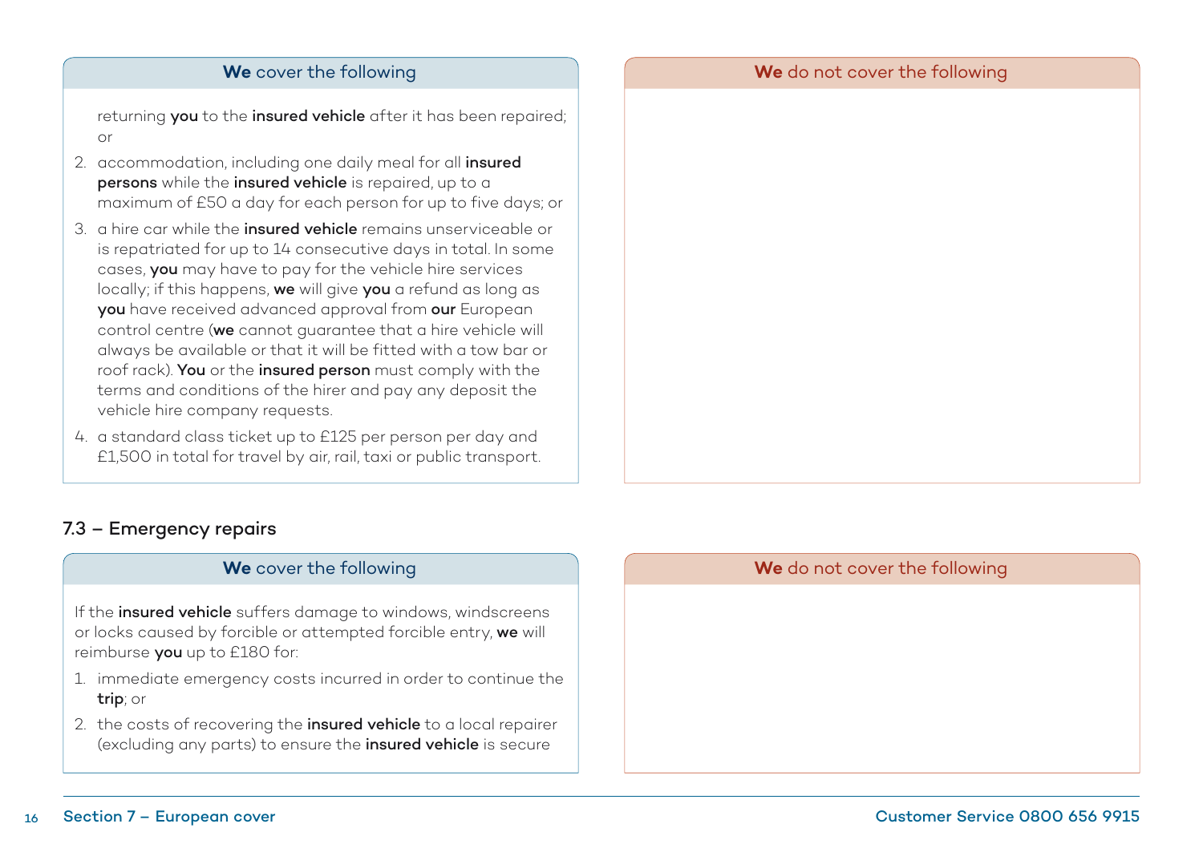**We** cover the following

returning **you** to the **insured vehicle** after it has been repaired; or

2. accommodation, including one daily meal for all **insured persons** while the **insured vehicle** is repaired, up to a maximum of £50 a day for each person for up to five days; or
3. a hire car while the **insured vehicle** remains unserviceable or is repatriated for up to 14 consecutive days in total. In some cases, **you** may have to pay for the vehicle hire services locally; if this happens, **we** will give **you** a refund as long as **you** have received advanced approval from **our** European control centre (**we** cannot guarantee that a hire vehicle will always be available or that it will be fitted with a tow bar or roof rack). **You** or the **insured person** must comply with the terms and conditions of the hirer and pay any deposit the vehicle hire company requests.
4. a standard class ticket up to £125 per person per day and £1,500 in total for travel by air, rail, taxi or public transport.

**We** do not cover the following

## 7.3 – Emergency repairs

**We** cover the following

If the **insured vehicle** suffers damage to windows, windscreens or locks caused by forcible or attempted forcible entry, **we** will reimburse **you** up to £180 for:

1. immediate emergency costs incurred in order to continue the **trip**; or
2. the costs of recovering the **insured vehicle** to a local repairer (excluding any parts) to ensure the **insured vehicle** is secure

**We** do not cover the following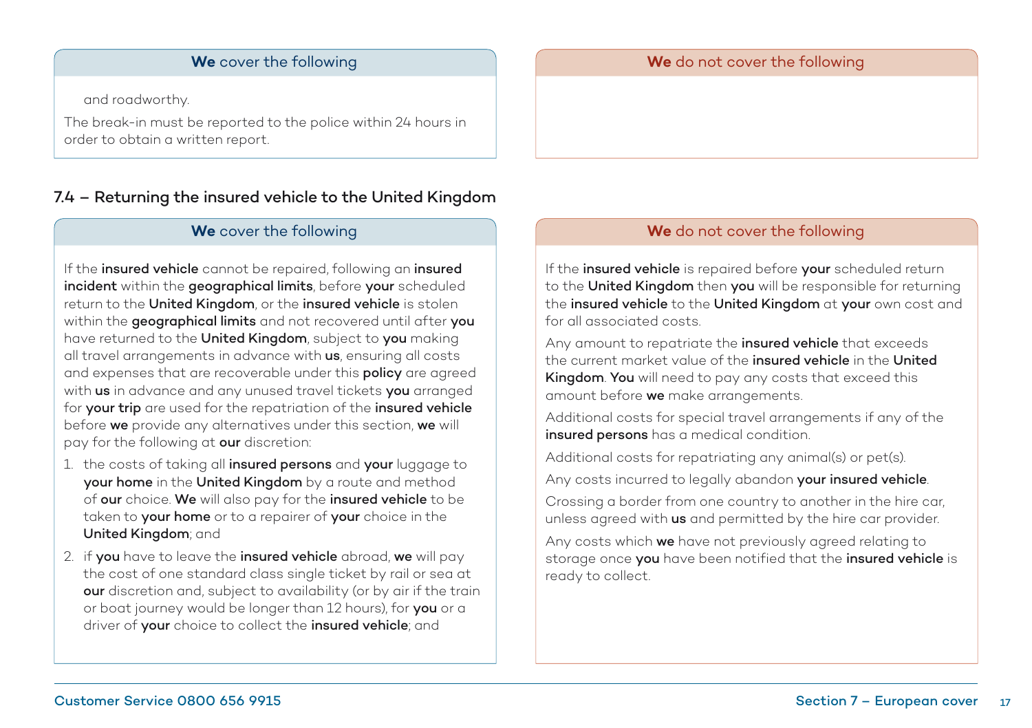**We** cover the following

and roadworthy.

The break-in must be reported to the police within 24 hours in order to obtain a written report.

**We** do not cover the following

## 7.4 – Returning the insured vehicle to the United Kingdom

**We** cover the following

If the **insured vehicle** cannot be repaired, following an **insured incident** within the **geographical limits**, before **your** scheduled return to the **United Kingdom**, or the **insured vehicle** is stolen within the **geographical limits** and not recovered until after **you** have returned to the **United Kingdom**, subject to **you** making all travel arrangements in advance with **us**, ensuring all costs and expenses that are recoverable under this **policy** are agreed with **us** in advance and any unused travel tickets **you** arranged for **your trip** are used for the repatriation of the **insured vehicle** before **we** provide any alternatives under this section, **we** will pay for the following at **our** discretion:

1. the costs of taking all **insured persons** and **your** luggage to **your home** in the **United Kingdom** by a route and method of **our** choice. **We** will also pay for the **insured vehicle** to be taken to **your home** or to a repairer of **your** choice in the **United Kingdom**; and
2. if **you** have to leave the **insured vehicle** abroad, **we** will pay the cost of one standard class single ticket by rail or sea at **our** discretion and, subject to availability (or by air if the train or boat journey would be longer than 12 hours), for **you** or a driver of **your** choice to collect the **insured vehicle**; and

**We** do not cover the following

If the **insured vehicle** is repaired before **your** scheduled return to the **United Kingdom** then **you** will be responsible for returning the **insured vehicle** to the **United Kingdom** at **your** own cost and for all associated costs.

Any amount to repatriate the **insured vehicle** that exceeds the current market value of the **insured vehicle** in the **United Kingdom**. **You** will need to pay any costs that exceed this amount before **we** make arrangements.

Additional costs for special travel arrangements if any of the **insured persons** has a medical condition.

Additional costs for repatriating any animal(s) or pet(s).

Any costs incurred to legally abandon **your insured vehicle**.

Crossing a border from one country to another in the hire car, unless agreed with **us** and permitted by the hire car provider.

Any costs which **we** have not previously agreed relating to storage once **you** have been notified that the **insured vehicle** is ready to collect.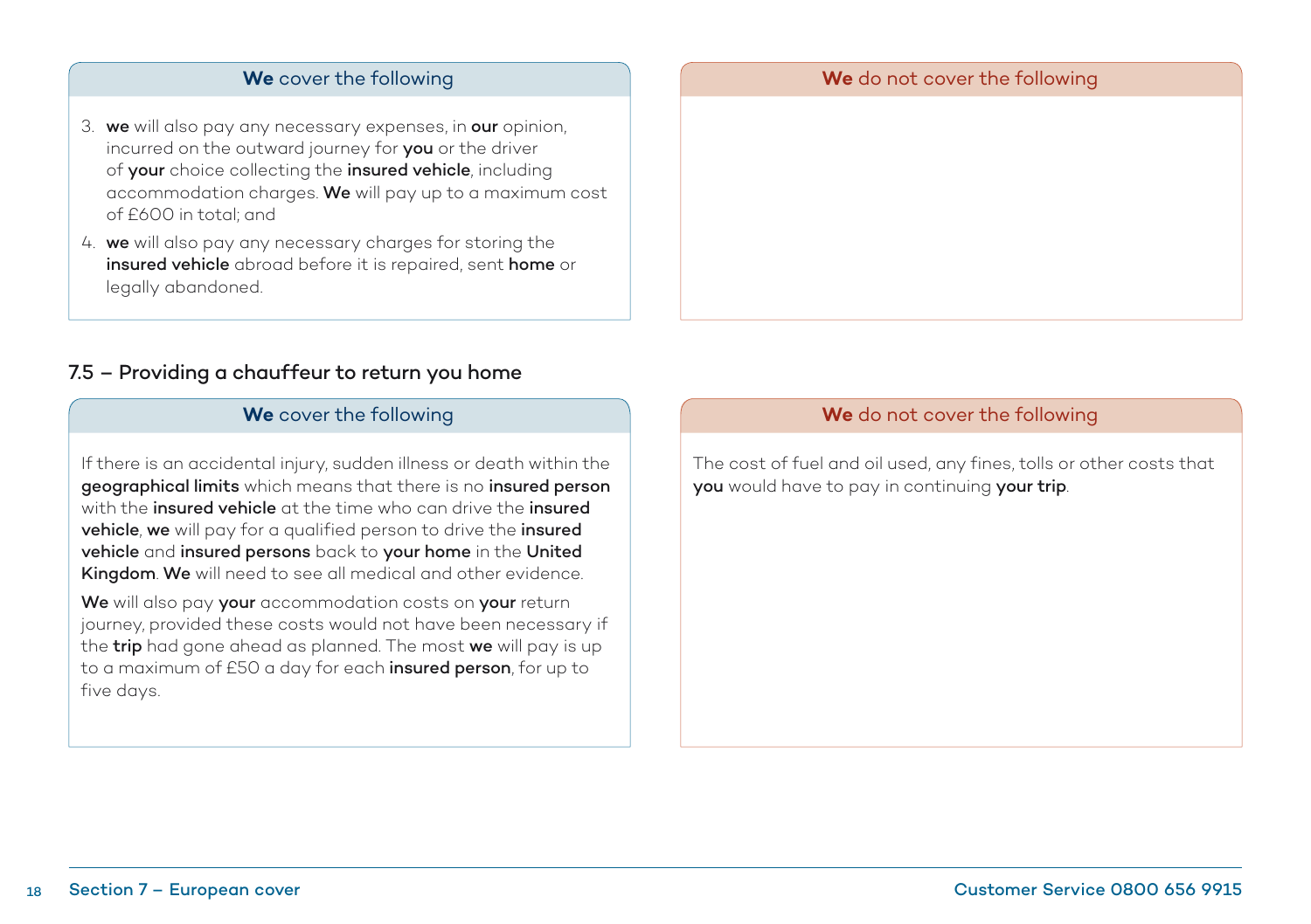| **We** cover the following | **We** do not cover the following |
| --- | --- |
| 3. **we** will also pay any necessary expenses, in **our** opinion, incurred on the outward journey for **you** or the driver of **your** choice collecting the **insured vehicle**, including accommodation charges. **We** will pay up to a maximum cost of £600 in total; and<br>4. **we** will also pay any necessary charges for storing the **insured vehicle** abroad before it is repaired, sent **home** or legally abandoned. | |

### 7.5 – Providing a chauffeur to return you home

| **We** cover the following | **We** do not cover the following |
| --- | --- |
| If there is an accidental injury, sudden illness or death within the **geographical limits** which means that there is no **insured person** with the **insured vehicle** at the time who can drive the **insured vehicle**, **we** will pay for a qualified person to drive the **insured vehicle** and **insured persons** back to **your home** in the **United Kingdom**. **We** will need to see all medical and other evidence.<br><br>**We** will also pay **your** accommodation costs on **your** return journey, provided these costs would not have been necessary if the **trip** had gone ahead as planned. The most **we** will pay is up to a maximum of £50 a day for each **insured person**, for up to five days. | The cost of fuel and oil used, any fines, tolls or other costs that **you** would have to pay in continuing **your trip**. |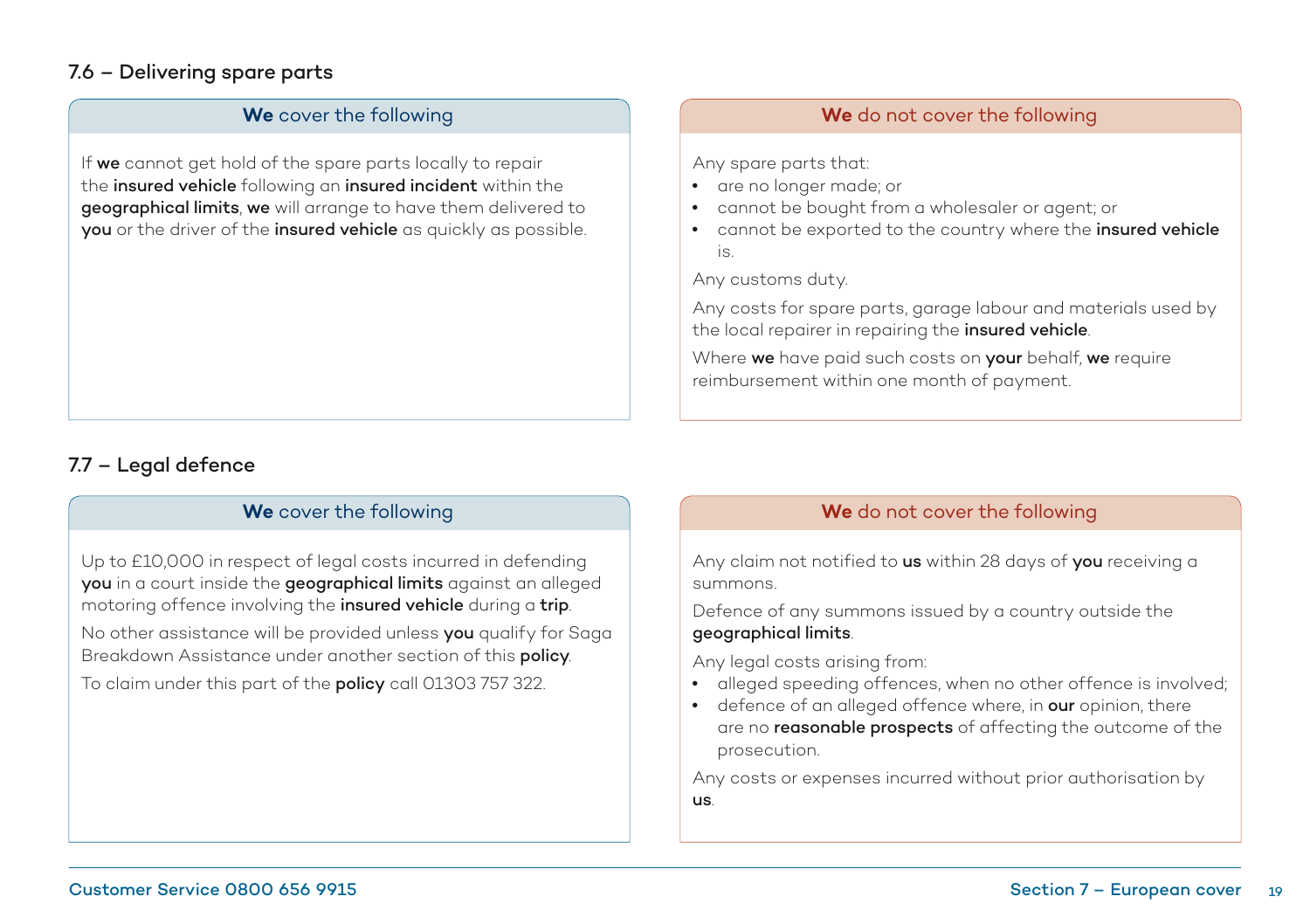### 7.6 – Delivering spare parts

| **We** cover the following | **We** do not cover the following |
|---|---|
| If **we** cannot get hold of the spare parts locally to repair the **insured vehicle** following an **insured incident** within the **geographical limits**, **we** will arrange to have them delivered to **you** or the driver of the **insured vehicle** as quickly as possible. | Any spare parts that:<br>• are no longer made; or<br>• cannot be bought from a wholesaler or agent; or<br>• cannot be exported to the country where the **insured vehicle** is.<br>Any customs duty.<br>Any costs for spare parts, garage labour and materials used by the local repairer in repairing the **insured vehicle**.<br>Where **we** have paid such costs on **your** behalf, **we** require reimbursement within one month of payment. |

### 7.7 – Legal defence

| **We** cover the following | **We** do not cover the following |
|---|---|
| Up to £10,000 in respect of legal costs incurred in defending **you** in a court inside the **geographical limits** against an alleged motoring offence involving the **insured vehicle** during a **trip**.<br>No other assistance will be provided unless **you** qualify for Saga Breakdown Assistance under another section of this **policy**.<br>To claim under this part of the **policy** call 01303 757 322. | Any claim not notified to **us** within 28 days of **you** receiving a summons.<br>Defence of any summons issued by a country outside the **geographical limits**.<br>Any legal costs arising from:<br>• alleged speeding offences, when no other offence is involved;<br>• defence of an alleged offence where, in **our** opinion, there are no **reasonable prospects** of affecting the outcome of the prosecution.<br>Any costs or expenses incurred without prior authorisation by **us**. |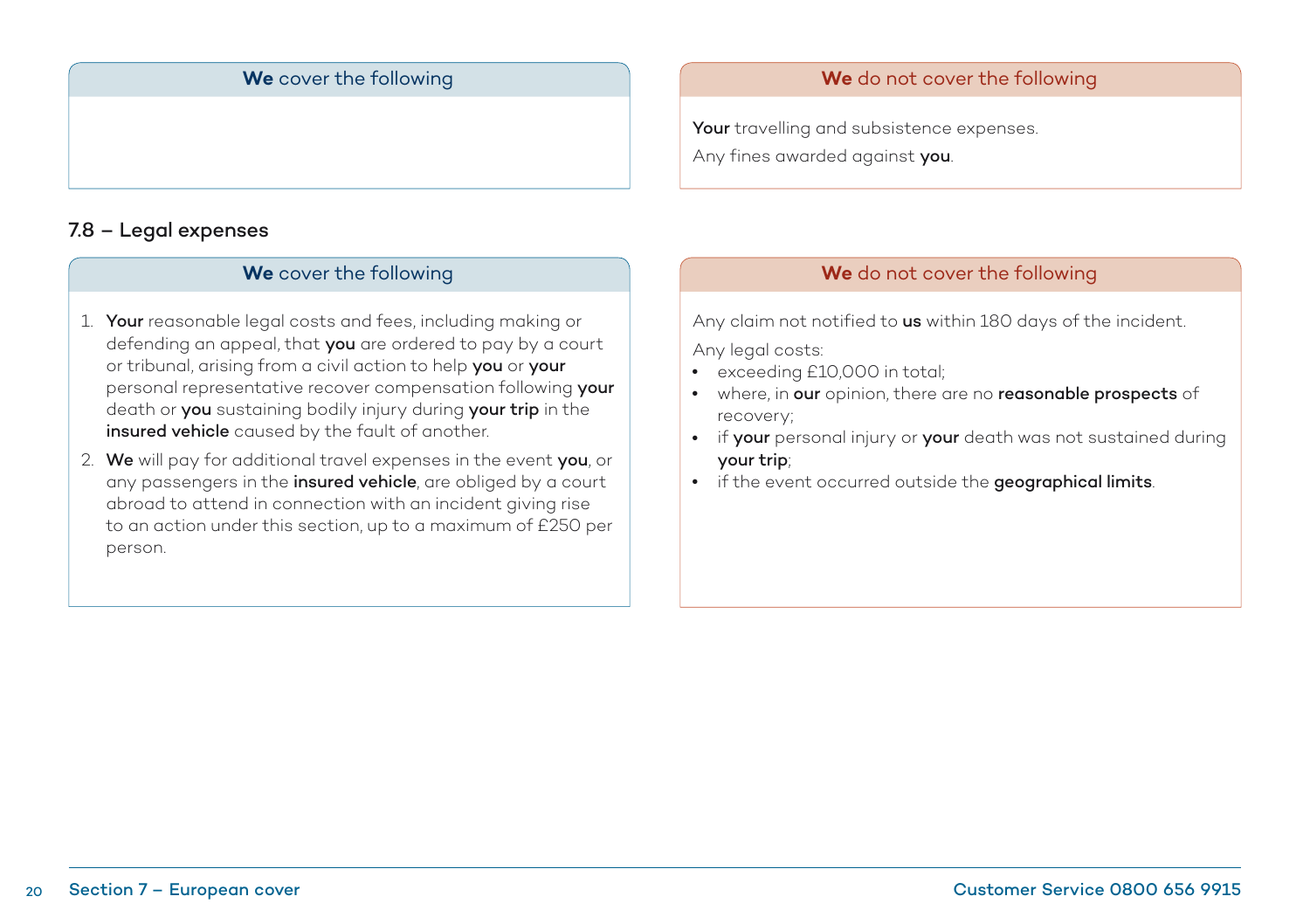| **We** cover the following | **We** do not cover the following |
| --- | --- |
| | **Your** travelling and subsistence expenses.<br>Any fines awarded against **you**. |

## 7.8 – Legal expenses

| **We** cover the following | **We** do not cover the following |
| --- | --- |
| 1. **Your** reasonable legal costs and fees, including making or defending an appeal, that **you** are ordered to pay by a court or tribunal, arising from a civil action to help **you** or **your** personal representative recover compensation following **your** death or **you** sustaining bodily injury during **your trip** in the **insured vehicle** caused by the fault of another.<br>2. **We** will pay for additional travel expenses in the event **you**, or any passengers in the **insured vehicle**, are obliged by a court abroad to attend in connection with an incident giving rise to an action under this section, up to a maximum of £250 per person. | Any claim not notified to **us** within 180 days of the incident.<br>Any legal costs:<br>• exceeding £10,000 in total;<br>• where, in **our** opinion, there are no **reasonable prospects** of recovery;<br>• if **your** personal injury or **your** death was not sustained during **your trip**;<br>• if the event occurred outside the **geographical limits**. |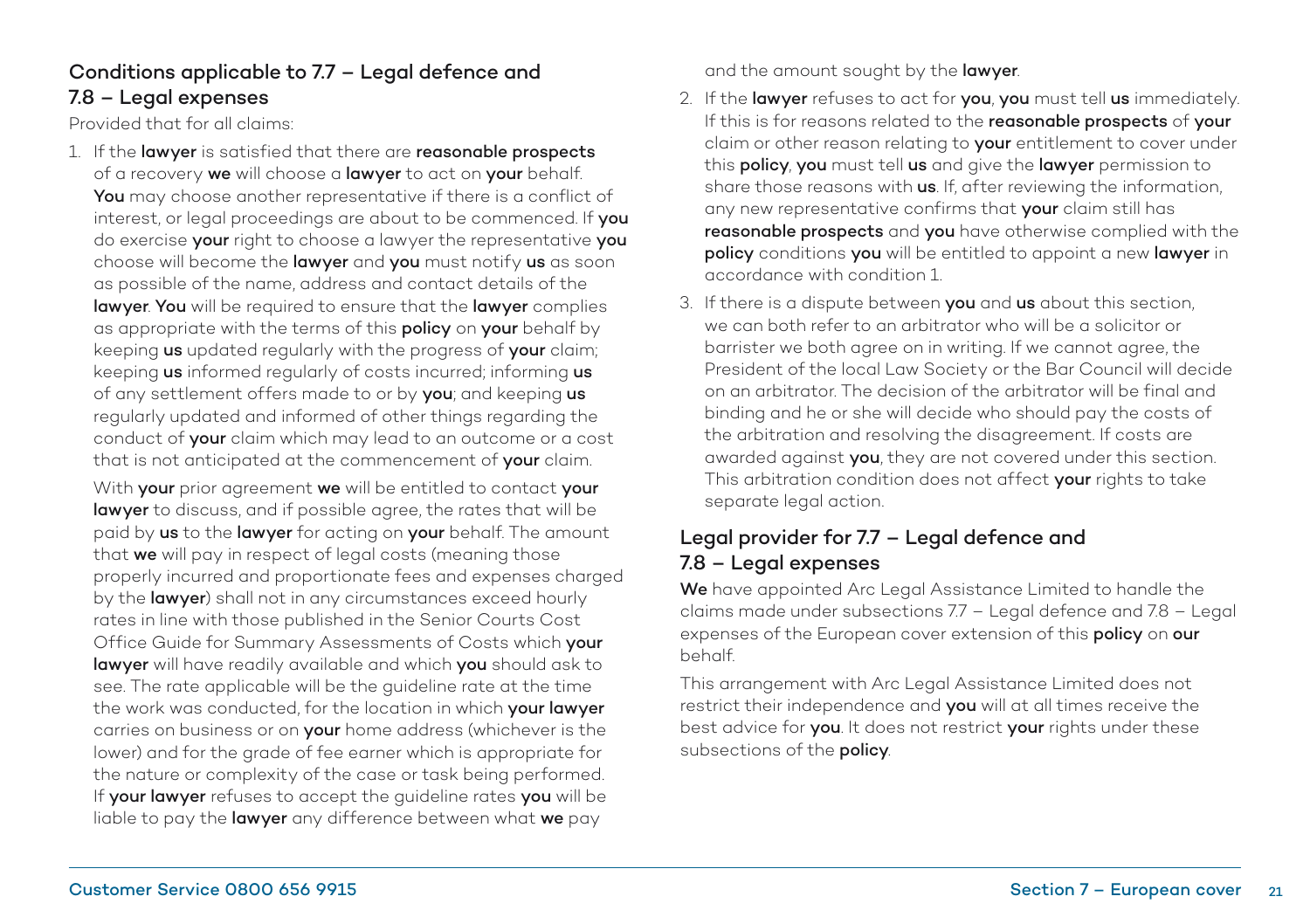## Conditions applicable to 7.7 – Legal defence and 7.8 – Legal expenses

Provided that for all claims:

1. If the **lawyer** is satisfied that there are **reasonable prospects** of a recovery **we** will choose a **lawyer** to act on **your** behalf. **You** may choose another representative if there is a conflict of interest, or legal proceedings are about to be commenced. If **you** do exercise **your** right to choose a lawyer the representative **you** choose will become the **lawyer** and **you** must notify **us** as soon as possible of the name, address and contact details of the **lawyer**. **You** will be required to ensure that the **lawyer** complies as appropriate with the terms of this **policy** on **your** behalf by keeping **us** updated regularly with the progress of **your** claim; keeping **us** informed regularly of costs incurred; informing **us** of any settlement offers made to or by **you**; and keeping **us** regularly updated and informed of other things regarding the conduct of **your** claim which may lead to an outcome or a cost that is not anticipated at the commencement of **your** claim.

   With **your** prior agreement **we** will be entitled to contact **your lawyer** to discuss, and if possible agree, the rates that will be paid by **us** to the **lawyer** for acting on **your** behalf. The amount that **we** will pay in respect of legal costs (meaning those properly incurred and proportionate fees and expenses charged by the **lawyer**) shall not in any circumstances exceed hourly rates in line with those published in the Senior Courts Cost Office Guide for Summary Assessments of Costs which **your lawyer** will have readily available and which **you** should ask to see. The rate applicable will be the guideline rate at the time the work was conducted, for the location in which **your lawyer** carries on business or on **your** home address (whichever is the lower) and for the grade of fee earner which is appropriate for the nature or complexity of the case or task being performed. If **your lawyer** refuses to accept the guideline rates **you** will be liable to pay the **lawyer** any difference between what **we** pay and the amount sought by the **lawyer**.

2. If the **lawyer** refuses to act for **you**, **you** must tell **us** immediately. If this is for reasons related to the **reasonable prospects** of **your** claim or other reason relating to **your** entitlement to cover under this **policy**, **you** must tell **us** and give the **lawyer** permission to share those reasons with **us**. If, after reviewing the information, any new representative confirms that **your** claim still has **reasonable prospects** and **you** have otherwise complied with the **policy** conditions **you** will be entitled to appoint a new **lawyer** in accordance with condition 1.

3. If there is a dispute between **you** and **us** about this section, we can both refer to an arbitrator who will be a solicitor or barrister we both agree on in writing. If we cannot agree, the President of the local Law Society or the Bar Council will decide on an arbitrator. The decision of the arbitrator will be final and binding and he or she will decide who should pay the costs of the arbitration and resolving the disagreement. If costs are awarded against **you**, they are not covered under this section. This arbitration condition does not affect **your** rights to take separate legal action.

## Legal provider for 7.7 – Legal defence and 7.8 – Legal expenses

**We** have appointed Arc Legal Assistance Limited to handle the claims made under subsections 7.7 – Legal defence and 7.8 – Legal expenses of the European cover extension of this **policy** on **our** behalf.

This arrangement with Arc Legal Assistance Limited does not restrict their independence and **you** will at all times receive the best advice for **you**. It does not restrict **your** rights under these subsections of the **policy**.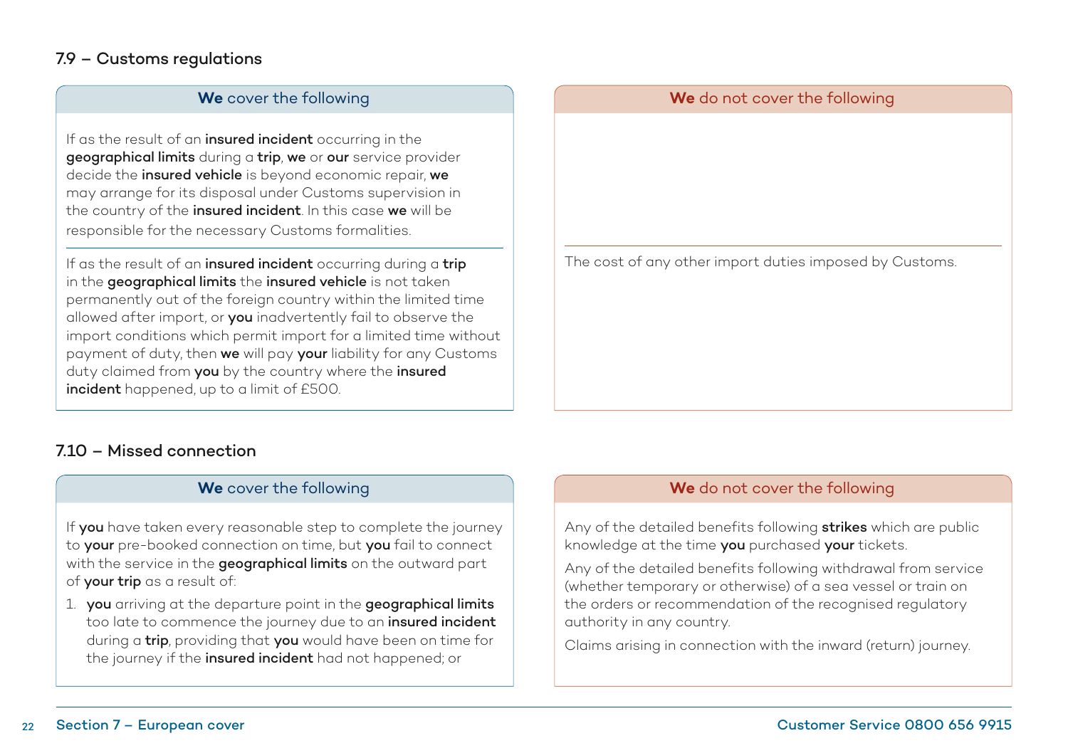## 7.9 – Customs regulations

| **We** cover the following | **We** do not cover the following |
| --- | --- |
| If as the result of an **insured incident** occurring in the **geographical limits** during a **trip**, **we** or **our** service provider decide the **insured vehicle** is beyond economic repair, **we** may arrange for its disposal under Customs supervision in the country of the **insured incident**. In this case **we** will be responsible for the necessary Customs formalities. | |
| If as the result of an **insured incident** occurring during a **trip** in the **geographical limits** the **insured vehicle** is not taken permanently out of the foreign country within the limited time allowed after import, or **you** inadvertently fail to observe the import conditions which permit import for a limited time without payment of duty, then **we** will pay **your** liability for any Customs duty claimed from **you** by the country where the **insured incident** happened, up to a limit of £500. | The cost of any other import duties imposed by Customs. |

## 7.10 – Missed connection

| **We** cover the following | **We** do not cover the following |
| --- | --- |
| If **you** have taken every reasonable step to complete the journey to **your** pre-booked connection on time, but **you** fail to connect with the service in the **geographical limits** on the outward part of **your trip** as a result of:<br><br>1. **you** arriving at the departure point in the **geographical limits** too late to commence the journey due to an **insured incident** during a **trip**, providing that **you** would have been on time for the journey if the **insured incident** had not happened; or | Any of the detailed benefits following **strikes** which are public knowledge at the time **you** purchased **your** tickets.<br><br>Any of the detailed benefits following withdrawal from service (whether temporary or otherwise) of a sea vessel or train on the orders or recommendation of the recognised regulatory authority in any country.<br><br>Claims arising in connection with the inward (return) journey. |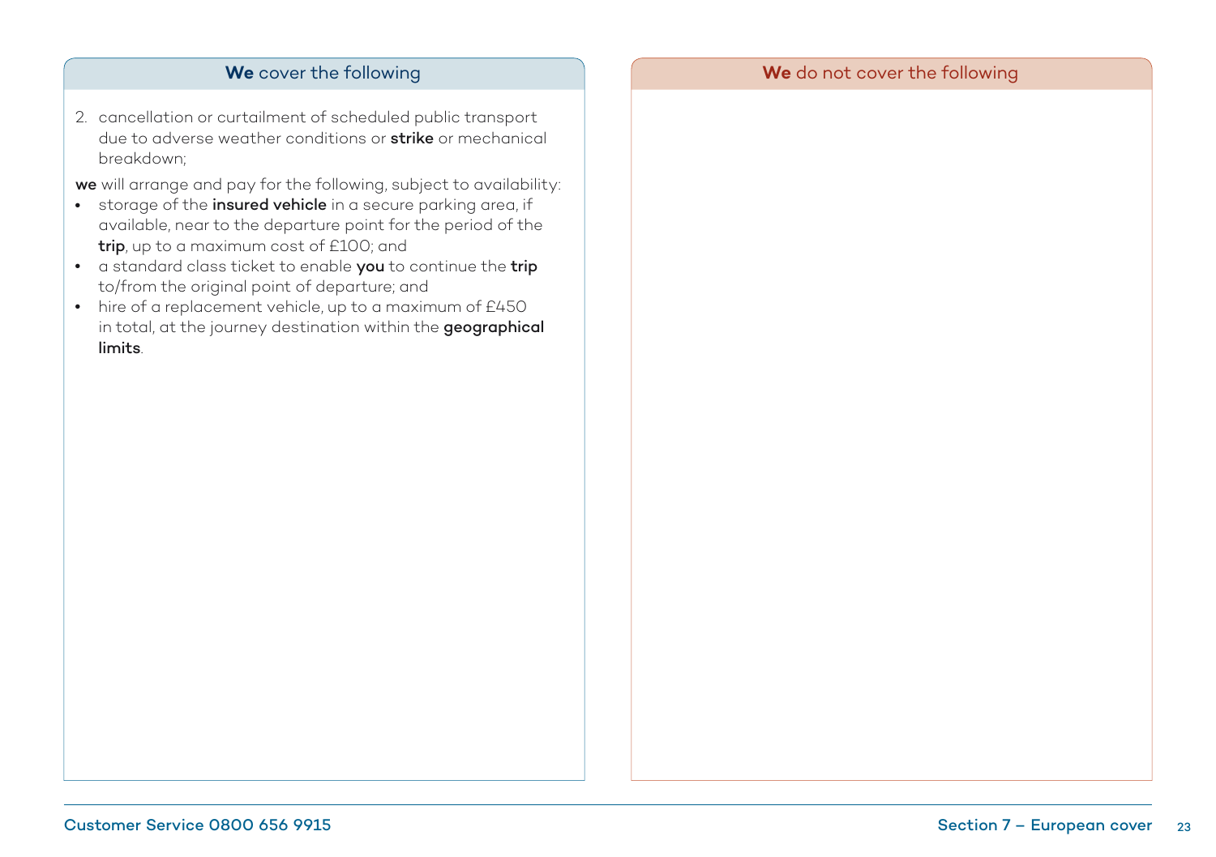### **We** cover the following

2. cancellation or curtailment of scheduled public transport due to adverse weather conditions or **strike** or mechanical breakdown;

**we** will arrange and pay for the following, subject to availability:

- storage of the **insured vehicle** in a secure parking area, if available, near to the departure point for the period of the **trip**, up to a maximum cost of £100; and
- a standard class ticket to enable **you** to continue the **trip** to/from the original point of departure; and
- hire of a replacement vehicle, up to a maximum of £450 in total, at the journey destination within the **geographical limits**.

### **We** do not cover the following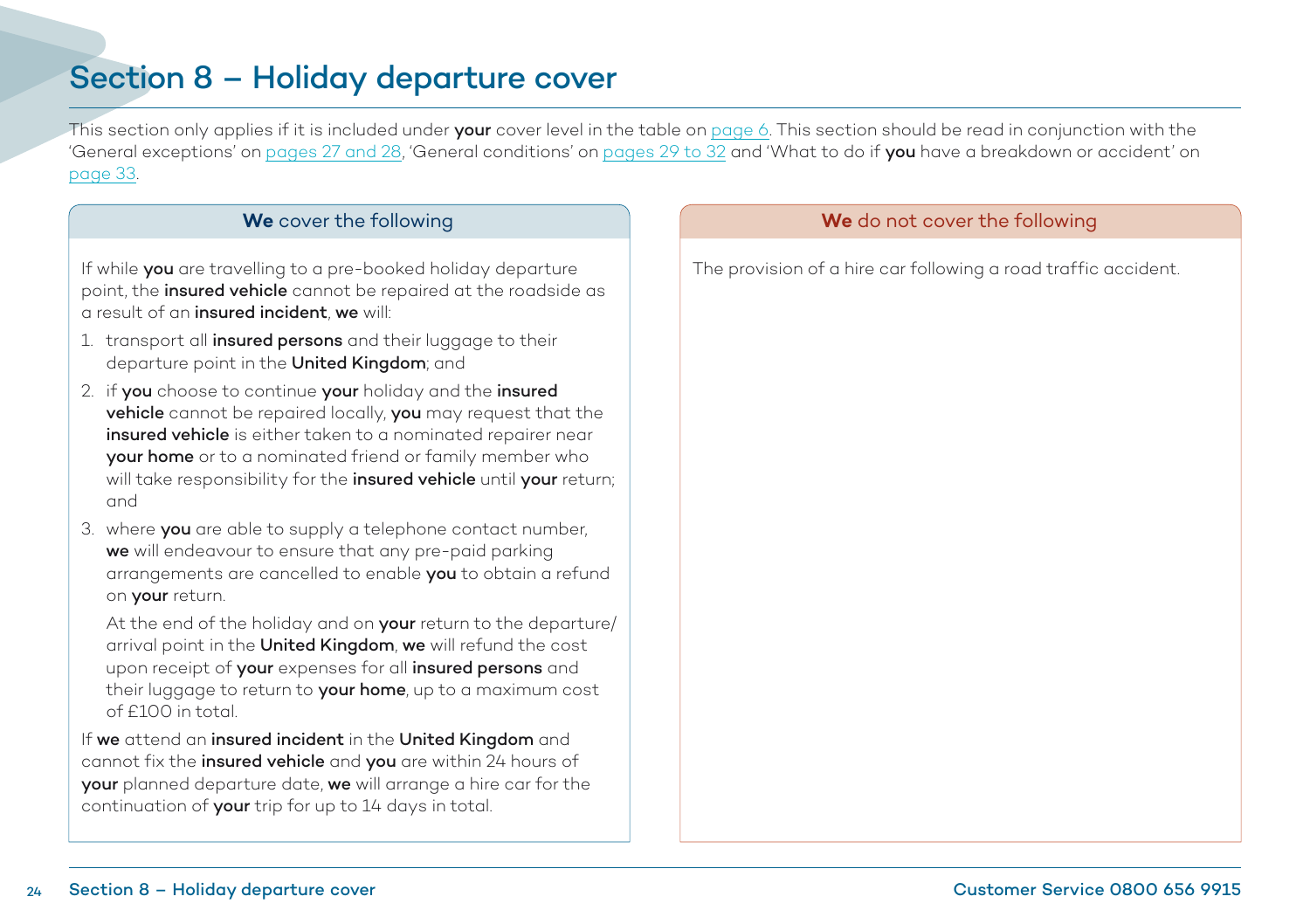# Section 8 – Holiday departure cover

This section only applies if it is included under **your** cover level in the table on page 6. This section should be read in conjunction with the 'General exceptions' on pages 27 and 28, 'General conditions' on pages 29 to 32 and 'What to do if **you** have a breakdown or accident' on page 33.

### **We** cover the following

If while **you** are travelling to a pre-booked holiday departure point, the **insured vehicle** cannot be repaired at the roadside as a result of an **insured incident**, **we** will:

1. transport all **insured persons** and their luggage to their departure point in the **United Kingdom**; and
2. if **you** choose to continue **your** holiday and the **insured vehicle** cannot be repaired locally, **you** may request that the **insured vehicle** is either taken to a nominated repairer near **your home** or to a nominated friend or family member who will take responsibility for the **insured vehicle** until **your** return; and
3. where **you** are able to supply a telephone contact number, **we** will endeavour to ensure that any pre-paid parking arrangements are cancelled to enable **you** to obtain a refund on **your** return.

   At the end of the holiday and on **your** return to the departure/arrival point in the **United Kingdom**, **we** will refund the cost upon receipt of **your** expenses for all **insured persons** and their luggage to return to **your home**, up to a maximum cost of £100 in total.

If **we** attend an **insured incident** in the **United Kingdom** and cannot fix the **insured vehicle** and **you** are within 24 hours of **your** planned departure date, **we** will arrange a hire car for the continuation of **your** trip for up to 14 days in total.

### **We** do not cover the following

The provision of a hire car following a road traffic accident.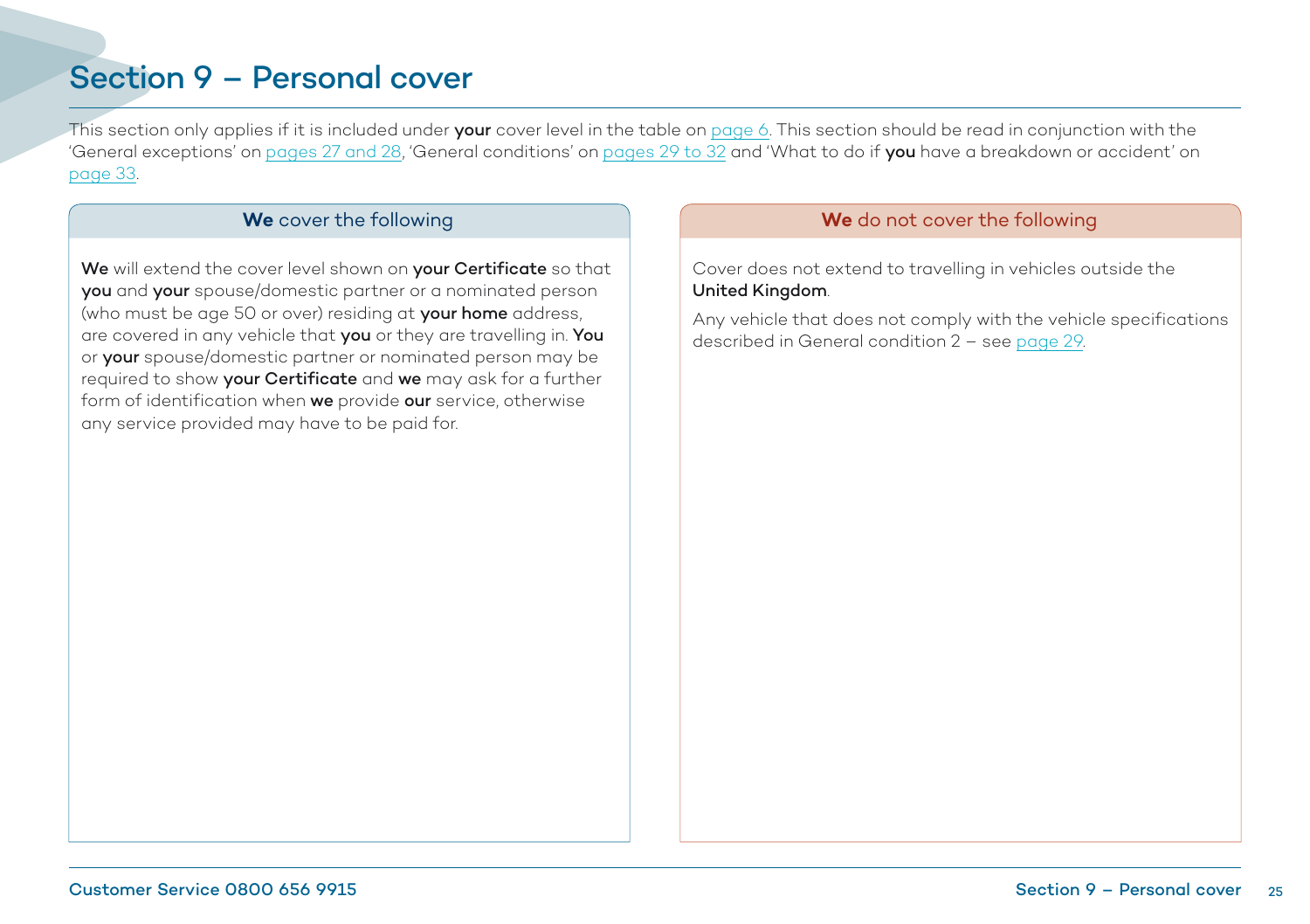# Section 9 – Personal cover

This section only applies if it is included under **your** cover level in the table on page 6. This section should be read in conjunction with the 'General exceptions' on pages 27 and 28, 'General conditions' on pages 29 to 32 and 'What to do if **you** have a breakdown or accident' on page 33.

| **We** cover the following | **We** do not cover the following |
|---|---|
| **We** will extend the cover level shown on **your Certificate** so that **you** and **your** spouse/domestic partner or a nominated person (who must be age 50 or over) residing at **your home** address, are covered in any vehicle that **you** or they are travelling in. **You** or **your** spouse/domestic partner or nominated person may be required to show **your Certificate** and **we** may ask for a further form of identification when **we** provide **our** service, otherwise any service provided may have to be paid for. | Cover does not extend to travelling in vehicles outside the **United Kingdom**.<br><br>Any vehicle that does not comply with the vehicle specifications described in General condition 2 – see page 29. |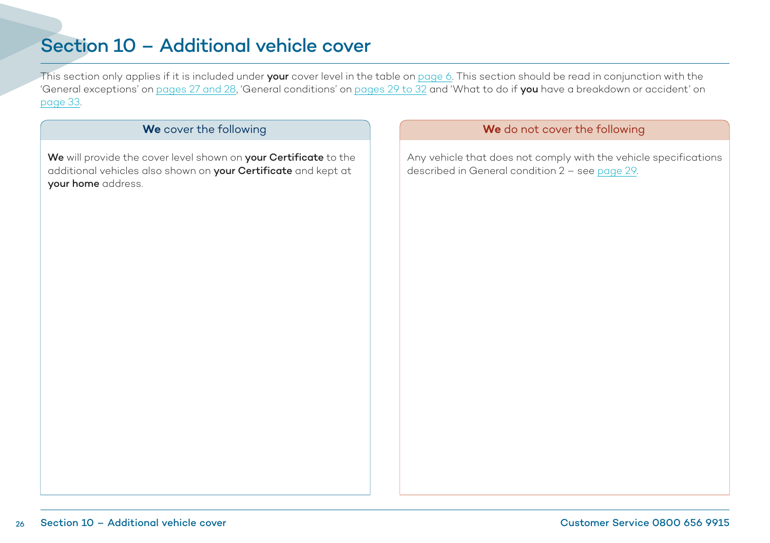# Section 10 – Additional vehicle cover

This section only applies if it is included under **your** cover level in the table on page 6. This section should be read in conjunction with the 'General exceptions' on pages 27 and 28, 'General conditions' on pages 29 to 32 and 'What to do if **you** have a breakdown or accident' on page 33.

| **We** cover the following | **We** do not cover the following |
| --- | --- |
| **We** will provide the cover level shown on **your Certificate** to the additional vehicles also shown on **your Certificate** and kept at **your home** address. | Any vehicle that does not comply with the vehicle specifications described in General condition 2 – see page 29. |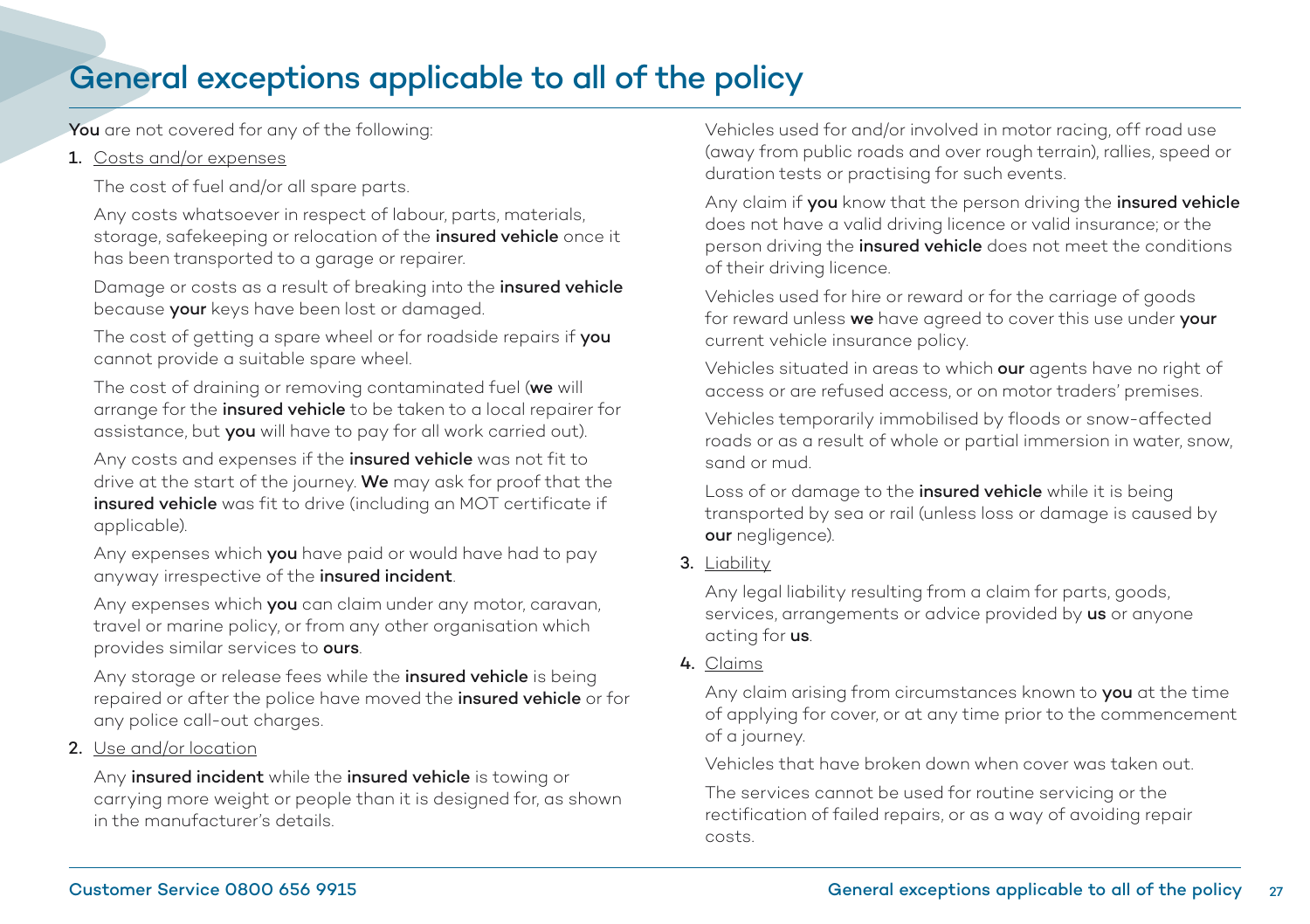# General exceptions applicable to all of the policy

**You** are not covered for any of the following:

1. Costs and/or expenses

   The cost of fuel and/or all spare parts.

   Any costs whatsoever in respect of labour, parts, materials, storage, safekeeping or relocation of the **insured vehicle** once it has been transported to a garage or repairer.

   Damage or costs as a result of breaking into the **insured vehicle** because **your** keys have been lost or damaged.

   The cost of getting a spare wheel or for roadside repairs if **you** cannot provide a suitable spare wheel.

   The cost of draining or removing contaminated fuel (**we** will arrange for the **insured vehicle** to be taken to a local repairer for assistance, but **you** will have to pay for all work carried out).

   Any costs and expenses if the **insured vehicle** was not fit to drive at the start of the journey. **We** may ask for proof that the **insured vehicle** was fit to drive (including an MOT certificate if applicable).

   Any expenses which **you** have paid or would have had to pay anyway irrespective of the **insured incident**.

   Any expenses which **you** can claim under any motor, caravan, travel or marine policy, or from any other organisation which provides similar services to **ours**.

   Any storage or release fees while the **insured vehicle** is being repaired or after the police have moved the **insured vehicle** or for any police call-out charges.

2. Use and/or location

   Any **insured incident** while the **insured vehicle** is towing or carrying more weight or people than it is designed for, as shown in the manufacturer's details.

   Vehicles used for and/or involved in motor racing, off road use (away from public roads and over rough terrain), rallies, speed or duration tests or practising for such events.

   Any claim if **you** know that the person driving the **insured vehicle** does not have a valid driving licence or valid insurance; or the person driving the **insured vehicle** does not meet the conditions of their driving licence.

   Vehicles used for hire or reward or for the carriage of goods for reward unless **we** have agreed to cover this use under **your** current vehicle insurance policy.

   Vehicles situated in areas to which **our** agents have no right of access or are refused access, or on motor traders' premises.

   Vehicles temporarily immobilised by floods or snow-affected roads or as a result of whole or partial immersion in water, snow, sand or mud.

   Loss of or damage to the **insured vehicle** while it is being transported by sea or rail (unless loss or damage is caused by **our** negligence).

3. Liability

   Any legal liability resulting from a claim for parts, goods, services, arrangements or advice provided by **us** or anyone acting for **us**.

4. Claims

   Any claim arising from circumstances known to **you** at the time of applying for cover, or at any time prior to the commencement of a journey.

   Vehicles that have broken down when cover was taken out.

   The services cannot be used for routine servicing or the rectification of failed repairs, or as a way of avoiding repair costs.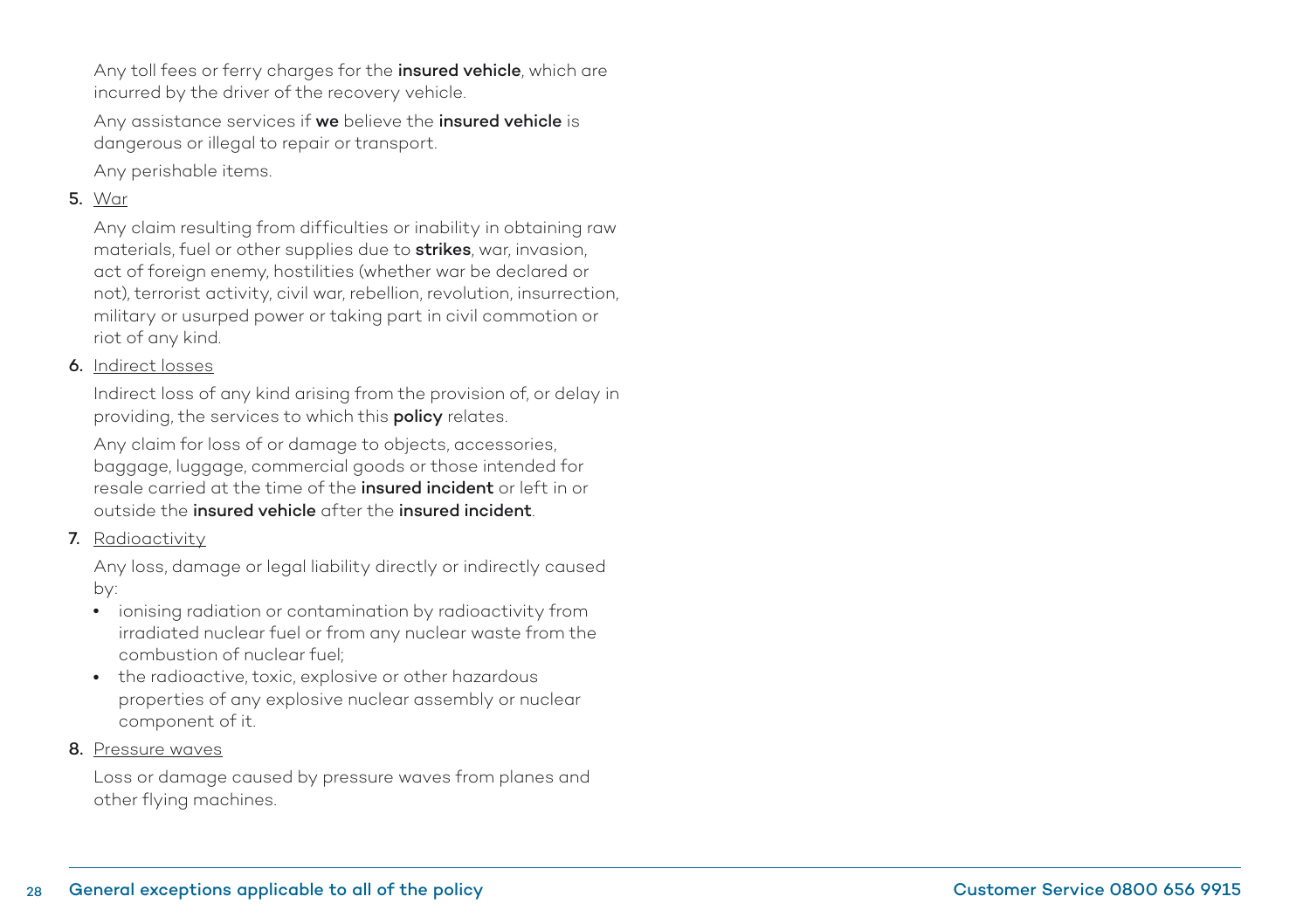Any toll fees or ferry charges for the **insured vehicle**, which are incurred by the driver of the recovery vehicle.

Any assistance services if **we** believe the **insured vehicle** is dangerous or illegal to repair or transport.

Any perishable items.

**5.** War

Any claim resulting from difficulties or inability in obtaining raw materials, fuel or other supplies due to **strikes**, war, invasion, act of foreign enemy, hostilities (whether war be declared or not), terrorist activity, civil war, rebellion, revolution, insurrection, military or usurped power or taking part in civil commotion or riot of any kind.

**6.** Indirect losses

Indirect loss of any kind arising from the provision of, or delay in providing, the services to which this **policy** relates.

Any claim for loss of or damage to objects, accessories, baggage, luggage, commercial goods or those intended for resale carried at the time of the **insured incident** or left in or outside the **insured vehicle** after the **insured incident**.

**7.** Radioactivity

Any loss, damage or legal liability directly or indirectly caused by:

- ionising radiation or contamination by radioactivity from irradiated nuclear fuel or from any nuclear waste from the combustion of nuclear fuel;
- the radioactive, toxic, explosive or other hazardous properties of any explosive nuclear assembly or nuclear component of it.

**8.** Pressure waves

Loss or damage caused by pressure waves from planes and other flying machines.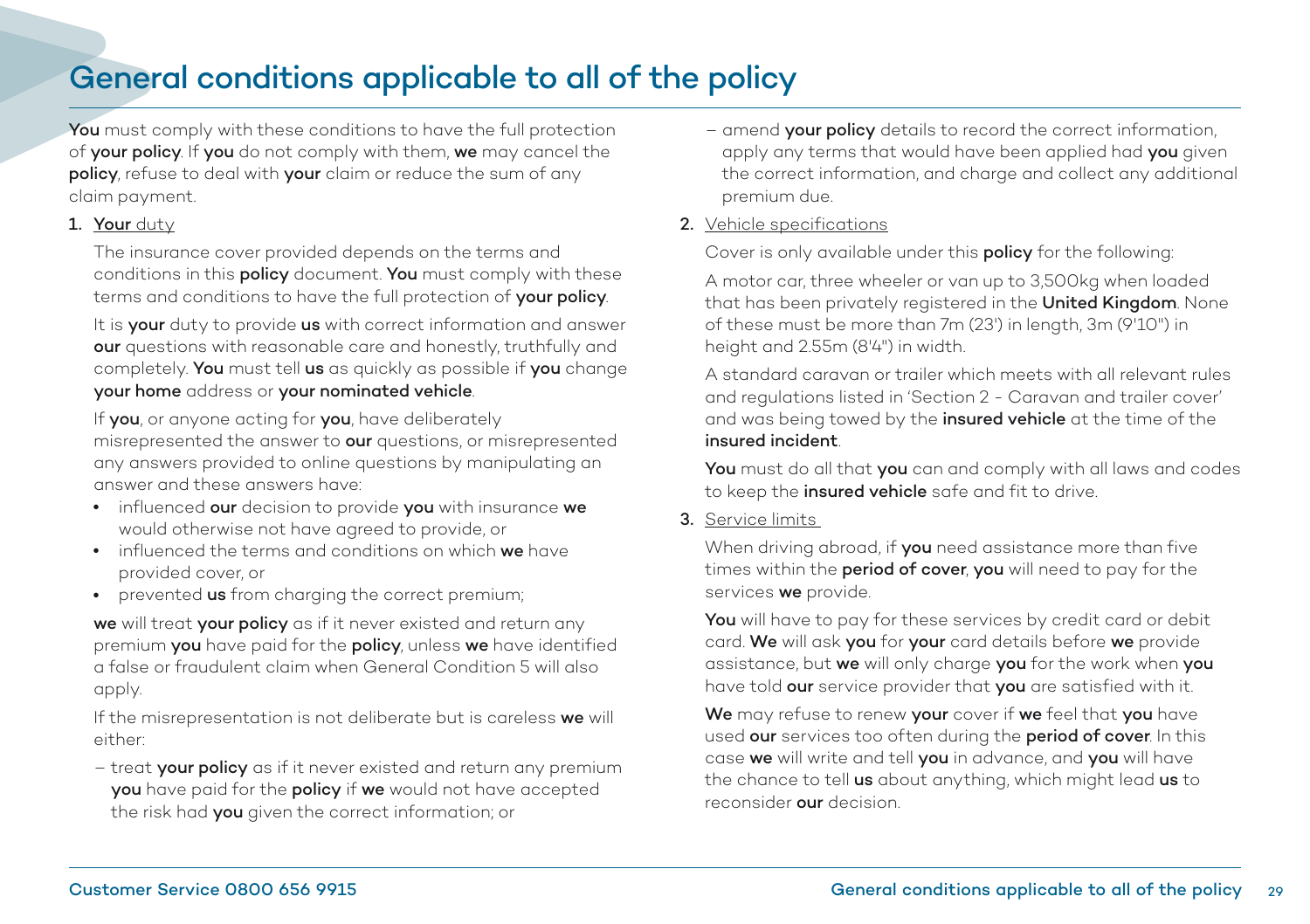# General conditions applicable to all of the policy

**You** must comply with these conditions to have the full protection of **your policy**. If **you** do not comply with them, **we** may cancel the **policy**, refuse to deal with **your** claim or reduce the sum of any claim payment.

1. **Your** duty

   The insurance cover provided depends on the terms and conditions in this **policy** document. **You** must comply with these terms and conditions to have the full protection of **your policy**.

   It is **your** duty to provide **us** with correct information and answer **our** questions with reasonable care and honestly, truthfully and completely. **You** must tell **us** as quickly as possible if **you** change **your home** address or **your nominated vehicle**.

   If **you**, or anyone acting for **you**, have deliberately misrepresented the answer to **our** questions, or misrepresented any answers provided to online questions by manipulating an answer and these answers have:

   - influenced **our** decision to provide **you** with insurance **we** would otherwise not have agreed to provide, or
   - influenced the terms and conditions on which **we** have provided cover, or
   - prevented **us** from charging the correct premium;

   **we** will treat **your policy** as if it never existed and return any premium **you** have paid for the **policy**, unless **we** have identified a false or fraudulent claim when General Condition 5 will also apply.

   If the misrepresentation is not deliberate but is careless **we** will either:

   – treat **your policy** as if it never existed and return any premium **you** have paid for the **policy** if **we** would not have accepted the risk had **you** given the correct information; or

   – amend **your policy** details to record the correct information, apply any terms that would have been applied had **you** given the correct information, and charge and collect any additional premium due.

2. Vehicle specifications

   Cover is only available under this **policy** for the following:

   A motor car, three wheeler or van up to 3,500kg when loaded that has been privately registered in the **United Kingdom**. None of these must be more than 7m (23') in length, 3m (9'10") in height and 2.55m (8'4") in width.

   A standard caravan or trailer which meets with all relevant rules and regulations listed in 'Section 2 - Caravan and trailer cover' and was being towed by the **insured vehicle** at the time of the **insured incident**.

   **You** must do all that **you** can and comply with all laws and codes to keep the **insured vehicle** safe and fit to drive.

3. Service limits

   When driving abroad, if **you** need assistance more than five times within the **period of cover**, **you** will need to pay for the services **we** provide.

   **You** will have to pay for these services by credit card or debit card. **We** will ask **you** for **your** card details before **we** provide assistance, but **we** will only charge **you** for the work when **you** have told **our** service provider that **you** are satisfied with it.

   **We** may refuse to renew **your** cover if **we** feel that **you** have used **our** services too often during the **period of cover**. In this case **we** will write and tell **you** in advance, and **you** will have the chance to tell **us** about anything, which might lead **us** to reconsider **our** decision.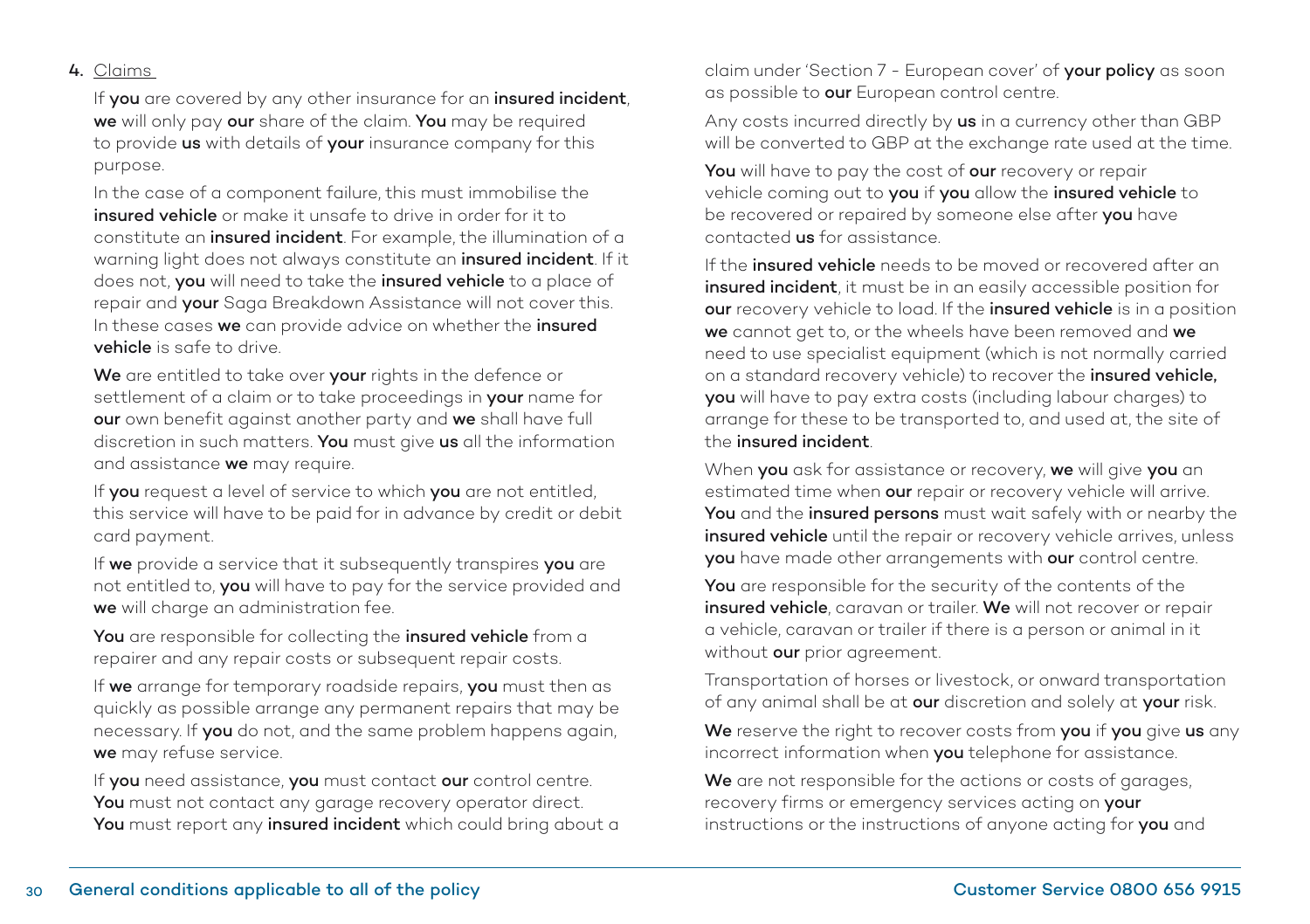4. Claims

If **you** are covered by any other insurance for an **insured incident**, **we** will only pay **our** share of the claim. **You** may be required to provide **us** with details of **your** insurance company for this purpose.

In the case of a component failure, this must immobilise the **insured vehicle** or make it unsafe to drive in order for it to constitute an **insured incident**. For example, the illumination of a warning light does not always constitute an **insured incident**. If it does not, **you** will need to take the **insured vehicle** to a place of repair and **your** Saga Breakdown Assistance will not cover this. In these cases **we** can provide advice on whether the **insured vehicle** is safe to drive.

**We** are entitled to take over **your** rights in the defence or settlement of a claim or to take proceedings in **your** name for **our** own benefit against another party and **we** shall have full discretion in such matters. **You** must give **us** all the information and assistance **we** may require.

If **you** request a level of service to which **you** are not entitled, this service will have to be paid for in advance by credit or debit card payment.

If **we** provide a service that it subsequently transpires **you** are not entitled to, **you** will have to pay for the service provided and **we** will charge an administration fee.

**You** are responsible for collecting the **insured vehicle** from a repairer and any repair costs or subsequent repair costs.

If **we** arrange for temporary roadside repairs, **you** must then as quickly as possible arrange any permanent repairs that may be necessary. If **you** do not, and the same problem happens again, **we** may refuse service.

If **you** need assistance, **you** must contact **our** control centre. **You** must not contact any garage recovery operator direct. **You** must report any **insured incident** which could bring about a claim under 'Section 7 - European cover' of **your policy** as soon as possible to **our** European control centre.

Any costs incurred directly by **us** in a currency other than GBP will be converted to GBP at the exchange rate used at the time.

**You** will have to pay the cost of **our** recovery or repair vehicle coming out to **you** if **you** allow the **insured vehicle** to be recovered or repaired by someone else after **you** have contacted **us** for assistance.

If the **insured vehicle** needs to be moved or recovered after an **insured incident**, it must be in an easily accessible position for **our** recovery vehicle to load. If the **insured vehicle** is in a position **we** cannot get to, or the wheels have been removed and **we** need to use specialist equipment (which is not normally carried on a standard recovery vehicle) to recover the **insured vehicle, you** will have to pay extra costs (including labour charges) to arrange for these to be transported to, and used at, the site of the **insured incident**.

When **you** ask for assistance or recovery, **we** will give **you** an estimated time when **our** repair or recovery vehicle will arrive. **You** and the **insured persons** must wait safely with or nearby the **insured vehicle** until the repair or recovery vehicle arrives, unless **you** have made other arrangements with **our** control centre.

**You** are responsible for the security of the contents of the **insured vehicle**, caravan or trailer. **We** will not recover or repair a vehicle, caravan or trailer if there is a person or animal in it without **our** prior agreement.

Transportation of horses or livestock, or onward transportation of any animal shall be at **our** discretion and solely at **your** risk.

**We** reserve the right to recover costs from **you** if **you** give **us** any incorrect information when **you** telephone for assistance.

**We** are not responsible for the actions or costs of garages, recovery firms or emergency services acting on **your** instructions or the instructions of anyone acting for **you** and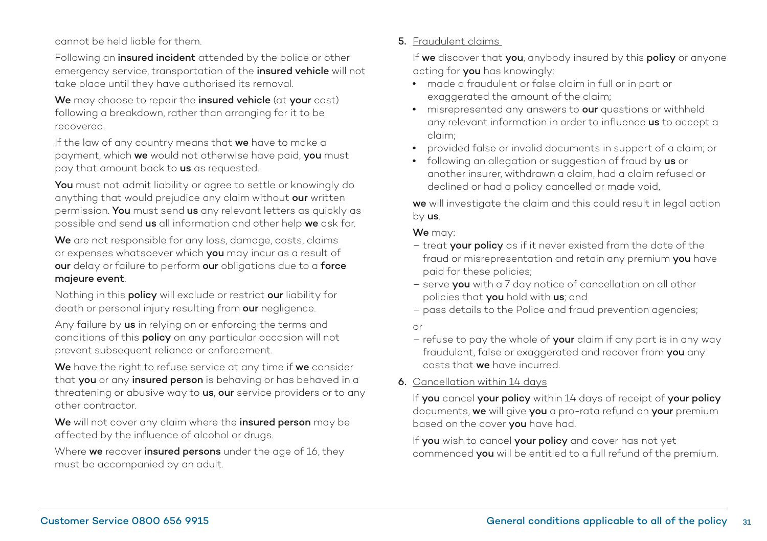cannot be held liable for them.

Following an **insured incident** attended by the police or other emergency service, transportation of the **insured vehicle** will not take place until they have authorised its removal.

**We** may choose to repair the **insured vehicle** (at **your** cost) following a breakdown, rather than arranging for it to be recovered.

If the law of any country means that **we** have to make a payment, which **we** would not otherwise have paid, **you** must pay that amount back to **us** as requested.

**You** must not admit liability or agree to settle or knowingly do anything that would prejudice any claim without **our** written permission. **You** must send **us** any relevant letters as quickly as possible and send **us** all information and other help **we** ask for.

**We** are not responsible for any loss, damage, costs, claims or expenses whatsoever which **you** may incur as a result of **our** delay or failure to perform **our** obligations due to a **force majeure event**.

Nothing in this **policy** will exclude or restrict **our** liability for death or personal injury resulting from **our** negligence.

Any failure by **us** in relying on or enforcing the terms and conditions of this **policy** on any particular occasion will not prevent subsequent reliance or enforcement.

**We** have the right to refuse service at any time if **we** consider that **you** or any **insured person** is behaving or has behaved in a threatening or abusive way to **us**, **our** service providers or to any other contractor.

**We** will not cover any claim where the **insured person** may be affected by the influence of alcohol or drugs.

Where **we** recover **insured persons** under the age of 16, they must be accompanied by an adult.

**5.** Fraudulent claims

If **we** discover that **you**, anybody insured by this **policy** or anyone acting for **you** has knowingly:

- made a fraudulent or false claim in full or in part or exaggerated the amount of the claim;
- misrepresented any answers to **our** questions or withheld any relevant information in order to influence **us** to accept a claim;
- provided false or invalid documents in support of a claim; or
- following an allegation or suggestion of fraud by **us** or another insurer, withdrawn a claim, had a claim refused or declined or had a policy cancelled or made void,

**we** will investigate the claim and this could result in legal action by **us**.

**We** may:

- treat **your policy** as if it never existed from the date of the fraud or misrepresentation and retain any premium **you** have paid for these policies;
- serve **you** with a 7 day notice of cancellation on all other policies that **you** hold with **us**; and
- pass details to the Police and fraud prevention agencies;

or

- refuse to pay the whole of **your** claim if any part is in any way fraudulent, false or exaggerated and recover from **you** any costs that **we** have incurred.

**6.** Cancellation within 14 days

If **you** cancel **your policy** within 14 days of receipt of **your policy** documents, **we** will give **you** a pro-rata refund on **your** premium based on the cover **you** have had.

If **you** wish to cancel **your policy** and cover has not yet commenced **you** will be entitled to a full refund of the premium.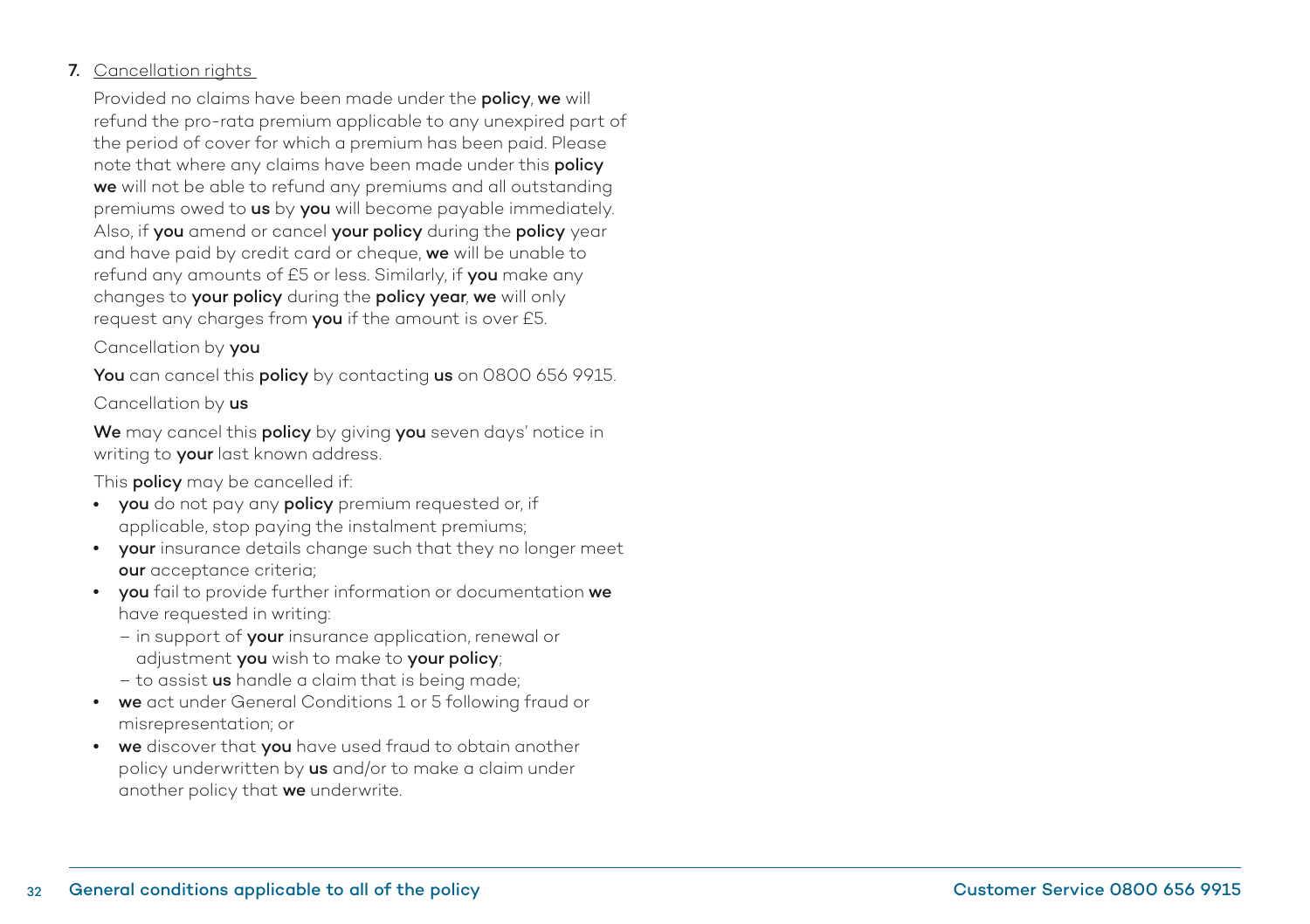**7.** Cancellation rights

Provided no claims have been made under the **policy**, **we** will refund the pro-rata premium applicable to any unexpired part of the period of cover for which a premium has been paid. Please note that where any claims have been made under this **policy** **we** will not be able to refund any premiums and all outstanding premiums owed to **us** by **you** will become payable immediately. Also, if **you** amend or cancel **your policy** during the **policy** year and have paid by credit card or cheque, **we** will be unable to refund any amounts of £5 or less. Similarly, if **you** make any changes to **your policy** during the **policy year**, **we** will only request any charges from **you** if the amount is over £5.

Cancellation by **you**

**You** can cancel this **policy** by contacting **us** on 0800 656 9915.

Cancellation by **us**

**We** may cancel this **policy** by giving **you** seven days' notice in writing to **your** last known address.

This **policy** may be cancelled if:

- **you** do not pay any **policy** premium requested or, if applicable, stop paying the instalment premiums;
- **your** insurance details change such that they no longer meet **our** acceptance criteria;
- **you** fail to provide further information or documentation **we** have requested in writing:
  - in support of **your** insurance application, renewal or adjustment **you** wish to make to **your policy**;
  - to assist **us** handle a claim that is being made;
- **we** act under General Conditions 1 or 5 following fraud or misrepresentation; or
- **we** discover that **you** have used fraud to obtain another policy underwritten by **us** and/or to make a claim under another policy that **we** underwrite.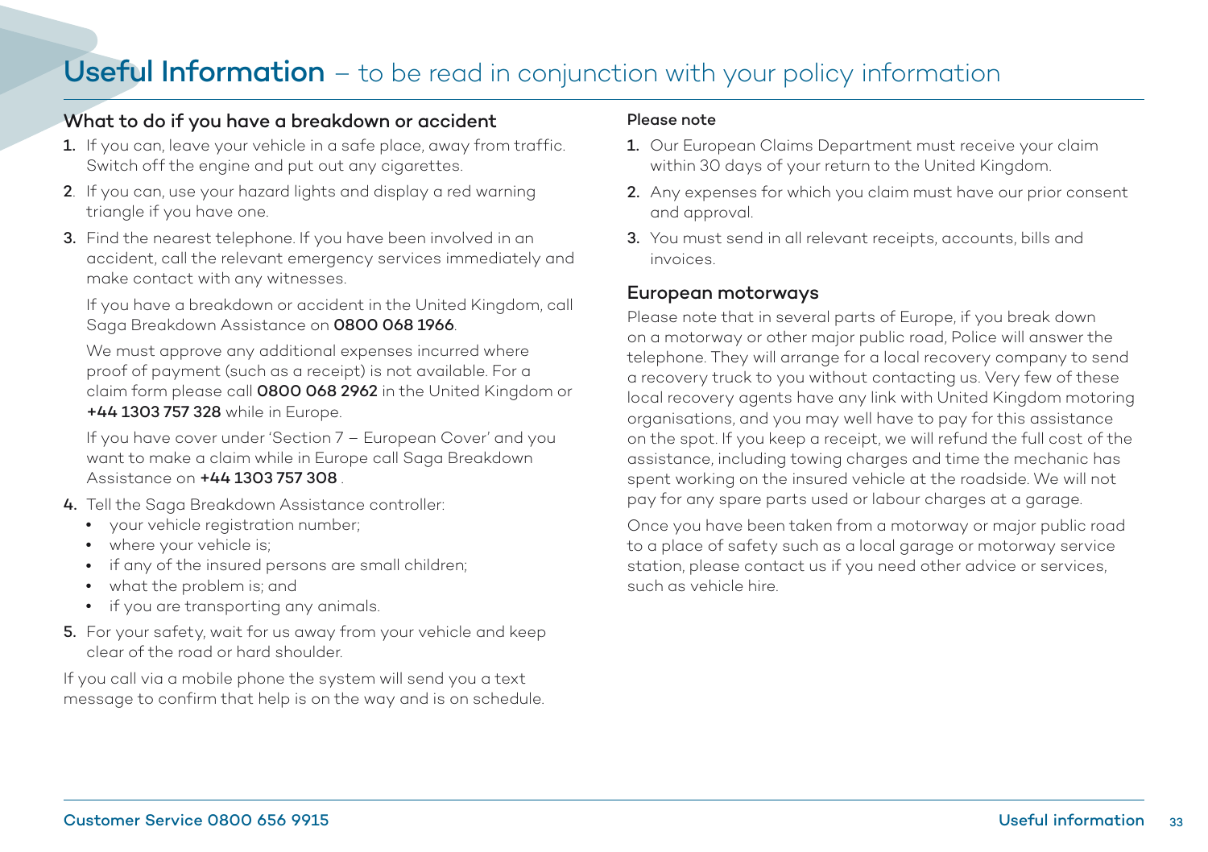# Useful Information – to be read in conjunction with your policy information

## What to do if you have a breakdown or accident

1. If you can, leave your vehicle in a safe place, away from traffic. Switch off the engine and put out any cigarettes.
2. If you can, use your hazard lights and display a red warning triangle if you have one.
3. Find the nearest telephone. If you have been involved in an accident, call the relevant emergency services immediately and make contact with any witnesses.

   If you have a breakdown or accident in the United Kingdom, call Saga Breakdown Assistance on **0800 068 1966**.

   We must approve any additional expenses incurred where proof of payment (such as a receipt) is not available. For a claim form please call **0800 068 2962** in the United Kingdom or **+44 1303 757 328** while in Europe.

   If you have cover under 'Section 7 – European Cover' and you want to make a claim while in Europe call Saga Breakdown Assistance on **+44 1303 757 308** .
4. Tell the Saga Breakdown Assistance controller:
   - your vehicle registration number;
   - where your vehicle is;
   - if any of the insured persons are small children;
   - what the problem is; and
   - if you are transporting any animals.
5. For your safety, wait for us away from your vehicle and keep clear of the road or hard shoulder.

If you call via a mobile phone the system will send you a text message to confirm that help is on the way and is on schedule.

### Please note

1. Our European Claims Department must receive your claim within 30 days of your return to the United Kingdom.
2. Any expenses for which you claim must have our prior consent and approval.
3. You must send in all relevant receipts, accounts, bills and invoices.

## European motorways

Please note that in several parts of Europe, if you break down on a motorway or other major public road, Police will answer the telephone. They will arrange for a local recovery company to send a recovery truck to you without contacting us. Very few of these local recovery agents have any link with United Kingdom motoring organisations, and you may well have to pay for this assistance on the spot. If you keep a receipt, we will refund the full cost of the assistance, including towing charges and time the mechanic has spent working on the insured vehicle at the roadside. We will not pay for any spare parts used or labour charges at a garage.

Once you have been taken from a motorway or major public road to a place of safety such as a local garage or motorway service station, please contact us if you need other advice or services, such as vehicle hire.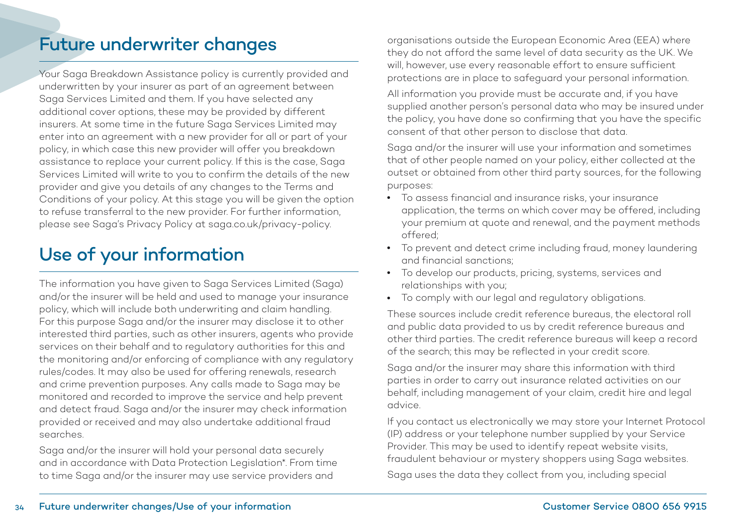## Future underwriter changes

Your Saga Breakdown Assistance policy is currently provided and underwritten by your insurer as part of an agreement between Saga Services Limited and them. If you have selected any additional cover options, these may be provided by different insurers. At some time in the future Saga Services Limited may enter into an agreement with a new provider for all or part of your policy, in which case this new provider will offer you breakdown assistance to replace your current policy. If this is the case, Saga Services Limited will write to you to confirm the details of the new provider and give you details of any changes to the Terms and Conditions of your policy. At this stage you will be given the option to refuse transferral to the new provider. For further information, please see Saga's Privacy Policy at saga.co.uk/privacy-policy.

## Use of your information

The information you have given to Saga Services Limited (Saga) and/or the insurer will be held and used to manage your insurance policy, which will include both underwriting and claim handling. For this purpose Saga and/or the insurer may disclose it to other interested third parties, such as other insurers, agents who provide services on their behalf and to regulatory authorities for this and the monitoring and/or enforcing of compliance with any regulatory rules/codes. It may also be used for offering renewals, research and crime prevention purposes. Any calls made to Saga may be monitored and recorded to improve the service and help prevent and detect fraud. Saga and/or the insurer may check information provided or received and may also undertake additional fraud searches.

Saga and/or the insurer will hold your personal data securely and in accordance with Data Protection Legislation*. From time to time Saga and/or the insurer may use service providers and organisations outside the European Economic Area (EEA) where they do not afford the same level of data security as the UK. We will, however, use every reasonable effort to ensure sufficient protections are in place to safeguard your personal information.

All information you provide must be accurate and, if you have supplied another person's personal data who may be insured under the policy, you have done so confirming that you have the specific consent of that other person to disclose that data.

Saga and/or the insurer will use your information and sometimes that of other people named on your policy, either collected at the outset or obtained from other third party sources, for the following purposes:

- To assess financial and insurance risks, your insurance application, the terms on which cover may be offered, including your premium at quote and renewal, and the payment methods offered;
- To prevent and detect crime including fraud, money laundering and financial sanctions;
- To develop our products, pricing, systems, services and relationships with you;
- To comply with our legal and regulatory obligations.

These sources include credit reference bureaus, the electoral roll and public data provided to us by credit reference bureaus and other third parties. The credit reference bureaus will keep a record of the search; this may be reflected in your credit score.

Saga and/or the insurer may share this information with third parties in order to carry out insurance related activities on our behalf, including management of your claim, credit hire and legal advice.

If you contact us electronically we may store your Internet Protocol (IP) address or your telephone number supplied by your Service Provider. This may be used to identify repeat website visits, fraudulent behaviour or mystery shoppers using Saga websites.

Saga uses the data they collect from you, including special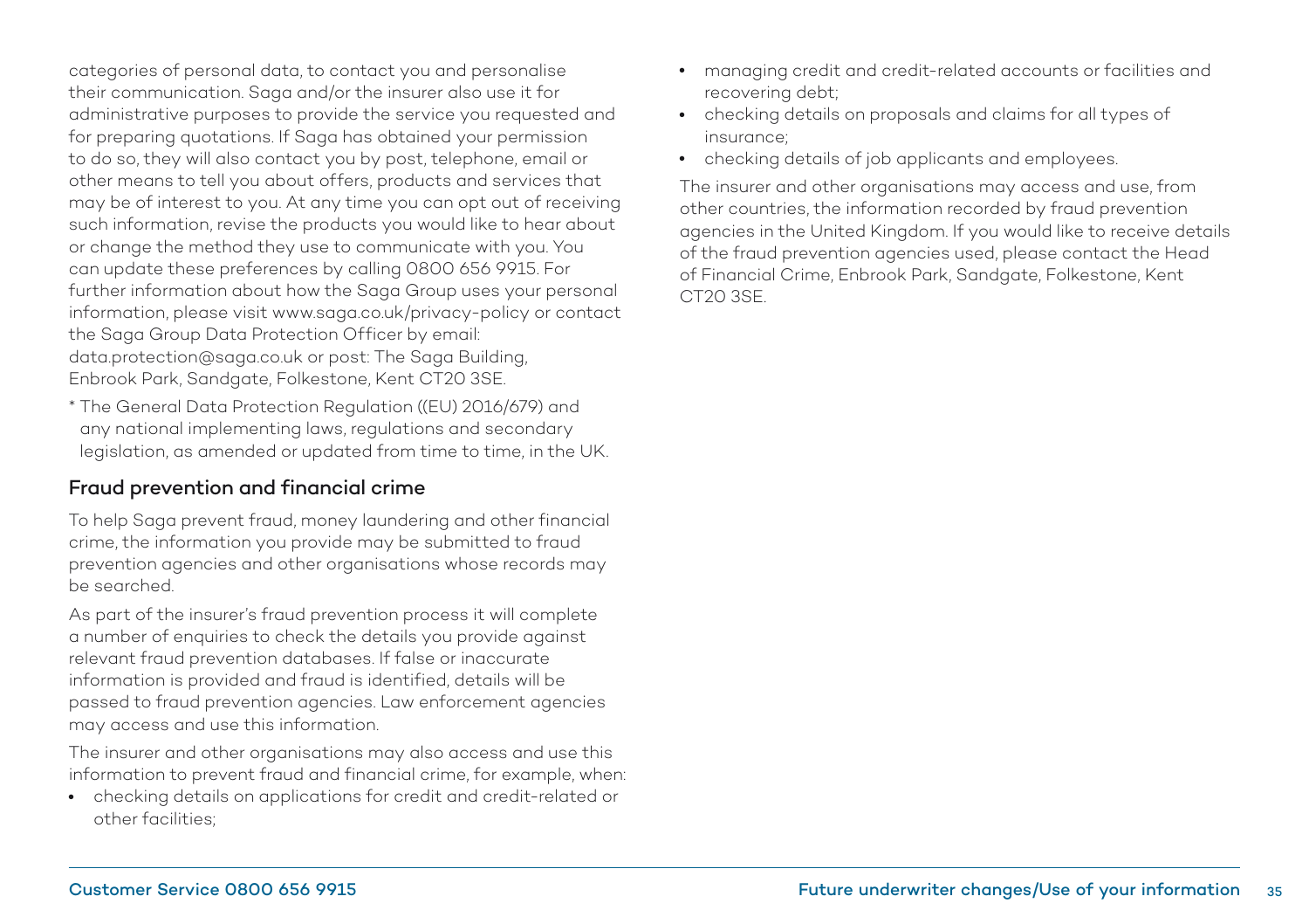categories of personal data, to contact you and personalise their communication. Saga and/or the insurer also use it for administrative purposes to provide the service you requested and for preparing quotations. If Saga has obtained your permission to do so, they will also contact you by post, telephone, email or other means to tell you about offers, products and services that may be of interest to you. At any time you can opt out of receiving such information, revise the products you would like to hear about or change the method they use to communicate with you. You can update these preferences by calling 0800 656 9915. For further information about how the Saga Group uses your personal information, please visit www.saga.co.uk/privacy-policy or contact the Saga Group Data Protection Officer by email: data.protection@saga.co.uk or post: The Saga Building, Enbrook Park, Sandgate, Folkestone, Kent CT20 3SE.

* The General Data Protection Regulation ((EU) 2016/679) and any national implementing laws, regulations and secondary legislation, as amended or updated from time to time, in the UK.

## Fraud prevention and financial crime

To help Saga prevent fraud, money laundering and other financial crime, the information you provide may be submitted to fraud prevention agencies and other organisations whose records may be searched.

As part of the insurer's fraud prevention process it will complete a number of enquiries to check the details you provide against relevant fraud prevention databases. If false or inaccurate information is provided and fraud is identified, details will be passed to fraud prevention agencies. Law enforcement agencies may access and use this information.

The insurer and other organisations may also access and use this information to prevent fraud and financial crime, for example, when:

- checking details on applications for credit and credit-related or other facilities;
- managing credit and credit-related accounts or facilities and recovering debt;
- checking details on proposals and claims for all types of insurance;
- checking details of job applicants and employees.

The insurer and other organisations may access and use, from other countries, the information recorded by fraud prevention agencies in the United Kingdom. If you would like to receive details of the fraud prevention agencies used, please contact the Head of Financial Crime, Enbrook Park, Sandgate, Folkestone, Kent CT20 3SE.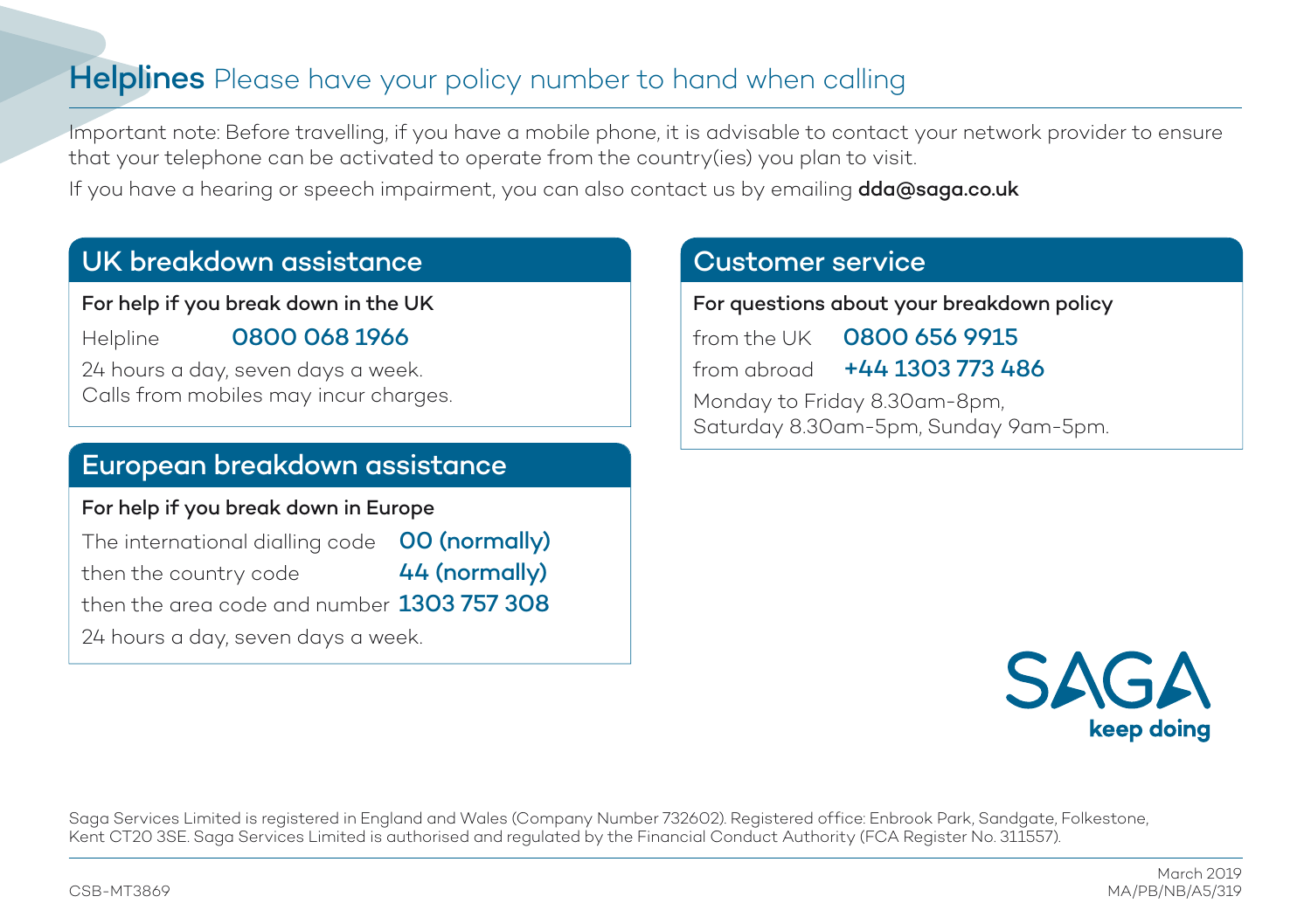# Helplines Please have your policy number to hand when calling

Important note: Before travelling, if you have a mobile phone, it is advisable to contact your network provider to ensure that your telephone can be activated to operate from the country(ies) you plan to visit.

If you have a hearing or speech impairment, you can also contact us by emailing **dda@saga.co.uk**

## UK breakdown assistance

**For help if you break down in the UK**

Helpline **0800 068 1966**

24 hours a day, seven days a week.
Calls from mobiles may incur charges.

## European breakdown assistance

**For help if you break down in Europe**

The international dialling code **00 (normally)**
then the country code **44 (normally)**
then the area code and number **1303 757 308**

24 hours a day, seven days a week.

## Customer service

**For questions about your breakdown policy**

from the UK **0800 656 9915**
from abroad **+44 1303 773 486**

Monday to Friday 8.30am-8pm,
Saturday 8.30am-5pm, Sunday 9am-5pm.

SAGA
keep doing

Saga Services Limited is registered in England and Wales (Company Number 732602). Registered office: Enbrook Park, Sandgate, Folkestone, Kent CT20 3SE. Saga Services Limited is authorised and regulated by the Financial Conduct Authority (FCA Register No. 311557).

CSB-MT3869

March 2019
MA/PB/NB/A5/319